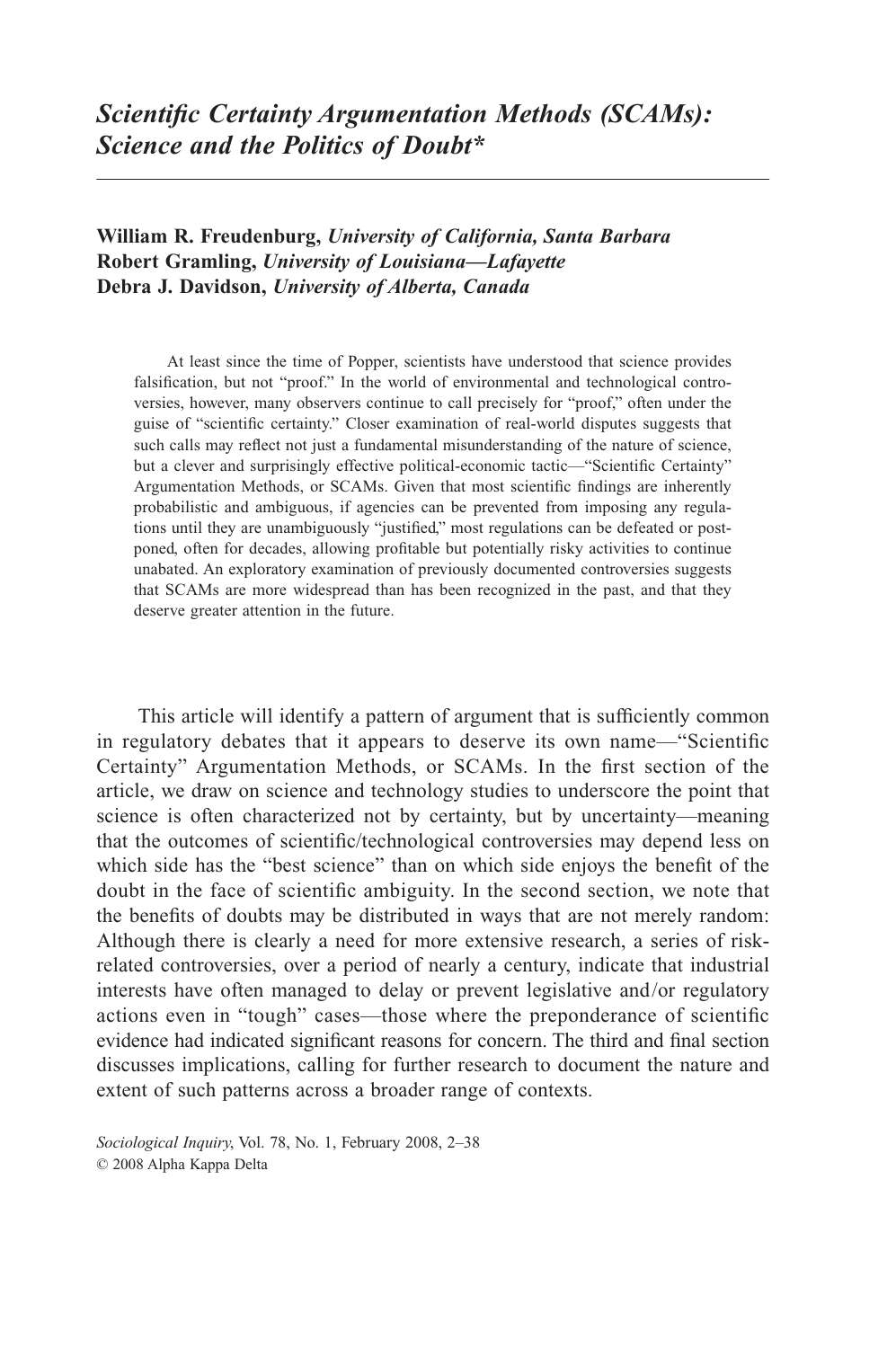# *Scientific Certainty Argumentation Methods (SCAMs): Science and the Politics of Doubt**

**William R. Freudenburg,** ***University of California, Santa Barbara***
**Robert Gramling,** ***University of Louisiana—Lafayette***
**Debra J. Davidson,** ***University of Alberta, Canada***

At least since the time of Popper, scientists have understood that science provides falsification, but not "proof." In the world of environmental and technological controversies, however, many observers continue to call precisely for "proof," often under the guise of "scientific certainty." Closer examination of real-world disputes suggests that such calls may reflect not just a fundamental misunderstanding of the nature of science, but a clever and surprisingly effective political-economic tactic—"Scientific Certainty" Argumentation Methods, or SCAMs. Given that most scientific findings are inherently probabilistic and ambiguous, if agencies can be prevented from imposing any regulations until they are unambiguously "justified," most regulations can be defeated or postponed, often for decades, allowing profitable but potentially risky activities to continue unabated. An exploratory examination of previously documented controversies suggests that SCAMs are more widespread than has been recognized in the past, and that they deserve greater attention in the future.

This article will identify a pattern of argument that is sufficiently common in regulatory debates that it appears to deserve its own name—"Scientific Certainty" Argumentation Methods, or SCAMs. In the first section of the article, we draw on science and technology studies to underscore the point that science is often characterized not by certainty, but by uncertainty—meaning that the outcomes of scientific/technological controversies may depend less on which side has the "best science" than on which side enjoys the benefit of the doubt in the face of scientific ambiguity. In the second section, we note that the benefits of doubts may be distributed in ways that are not merely random: Although there is clearly a need for more extensive research, a series of risk-related controversies, over a period of nearly a century, indicate that industrial interests have often managed to delay or prevent legislative and/or regulatory actions even in "tough" cases—those where the preponderance of scientific evidence had indicated significant reasons for concern. The third and final section discusses implications, calling for further research to document the nature and extent of such patterns across a broader range of contexts.

*Sociological Inquiry*, Vol. 78, No. 1, February 2008, 2–38
© 2008 Alpha Kappa Delta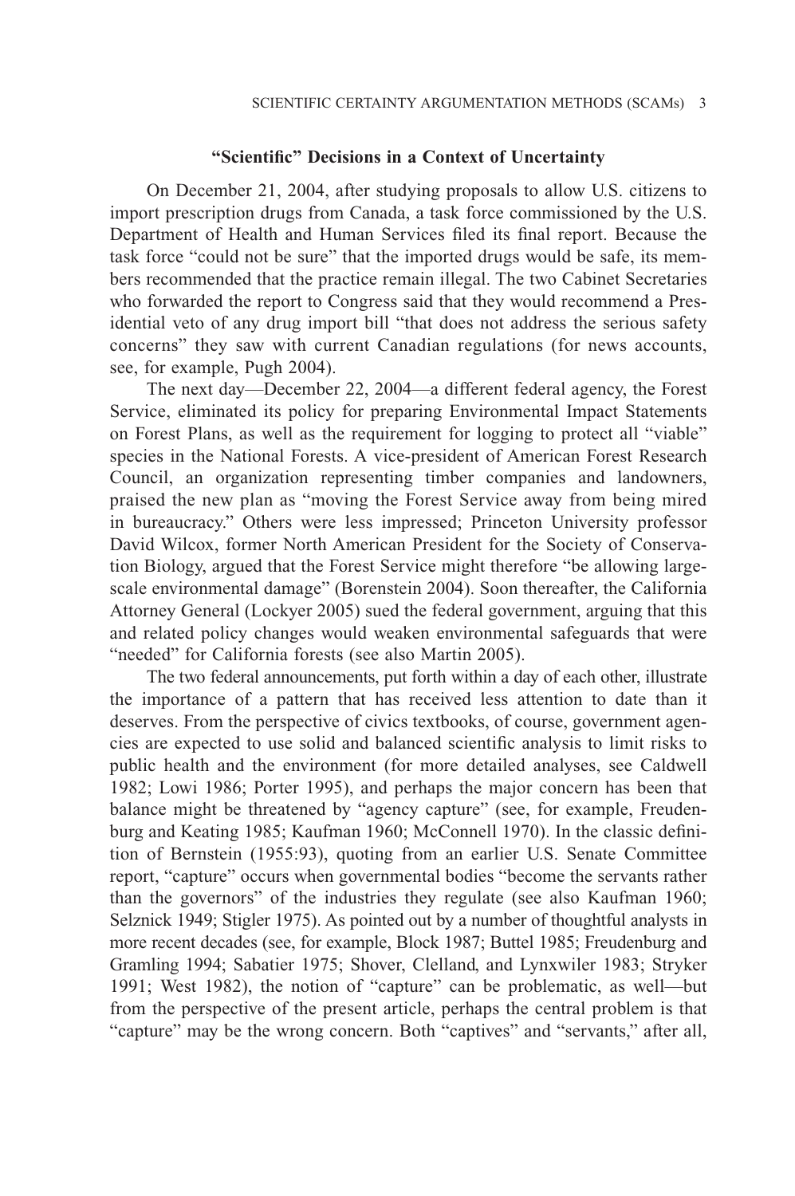## "Scientific" Decisions in a Context of Uncertainty

On December 21, 2004, after studying proposals to allow U.S. citizens to import prescription drugs from Canada, a task force commissioned by the U.S. Department of Health and Human Services filed its final report. Because the task force "could not be sure" that the imported drugs would be safe, its members recommended that the practice remain illegal. The two Cabinet Secretaries who forwarded the report to Congress said that they would recommend a Presidential veto of any drug import bill "that does not address the serious safety concerns" they saw with current Canadian regulations (for news accounts, see, for example, Pugh 2004).

The next day—December 22, 2004—a different federal agency, the Forest Service, eliminated its policy for preparing Environmental Impact Statements on Forest Plans, as well as the requirement for logging to protect all "viable" species in the National Forests. A vice-president of American Forest Research Council, an organization representing timber companies and landowners, praised the new plan as "moving the Forest Service away from being mired in bureaucracy." Others were less impressed; Princeton University professor David Wilcox, former North American President for the Society of Conservation Biology, argued that the Forest Service might therefore "be allowing large-scale environmental damage" (Borenstein 2004). Soon thereafter, the California Attorney General (Lockyer 2005) sued the federal government, arguing that this and related policy changes would weaken environmental safeguards that were "needed" for California forests (see also Martin 2005).

The two federal announcements, put forth within a day of each other, illustrate the importance of a pattern that has received less attention to date than it deserves. From the perspective of civics textbooks, of course, government agencies are expected to use solid and balanced scientific analysis to limit risks to public health and the environment (for more detailed analyses, see Caldwell 1982; Lowi 1986; Porter 1995), and perhaps the major concern has been that balance might be threatened by "agency capture" (see, for example, Freudenburg and Keating 1985; Kaufman 1960; McConnell 1970). In the classic definition of Bernstein (1955:93), quoting from an earlier U.S. Senate Committee report, "capture" occurs when governmental bodies "become the servants rather than the governors" of the industries they regulate (see also Kaufman 1960; Selznick 1949; Stigler 1975). As pointed out by a number of thoughtful analysts in more recent decades (see, for example, Block 1987; Buttel 1985; Freudenburg and Gramling 1994; Sabatier 1975; Shover, Clelland, and Lynxwiler 1983; Stryker 1991; West 1982), the notion of "capture" can be problematic, as well—but from the perspective of the present article, perhaps the central problem is that "capture" may be the wrong concern. Both "captives" and "servants," after all,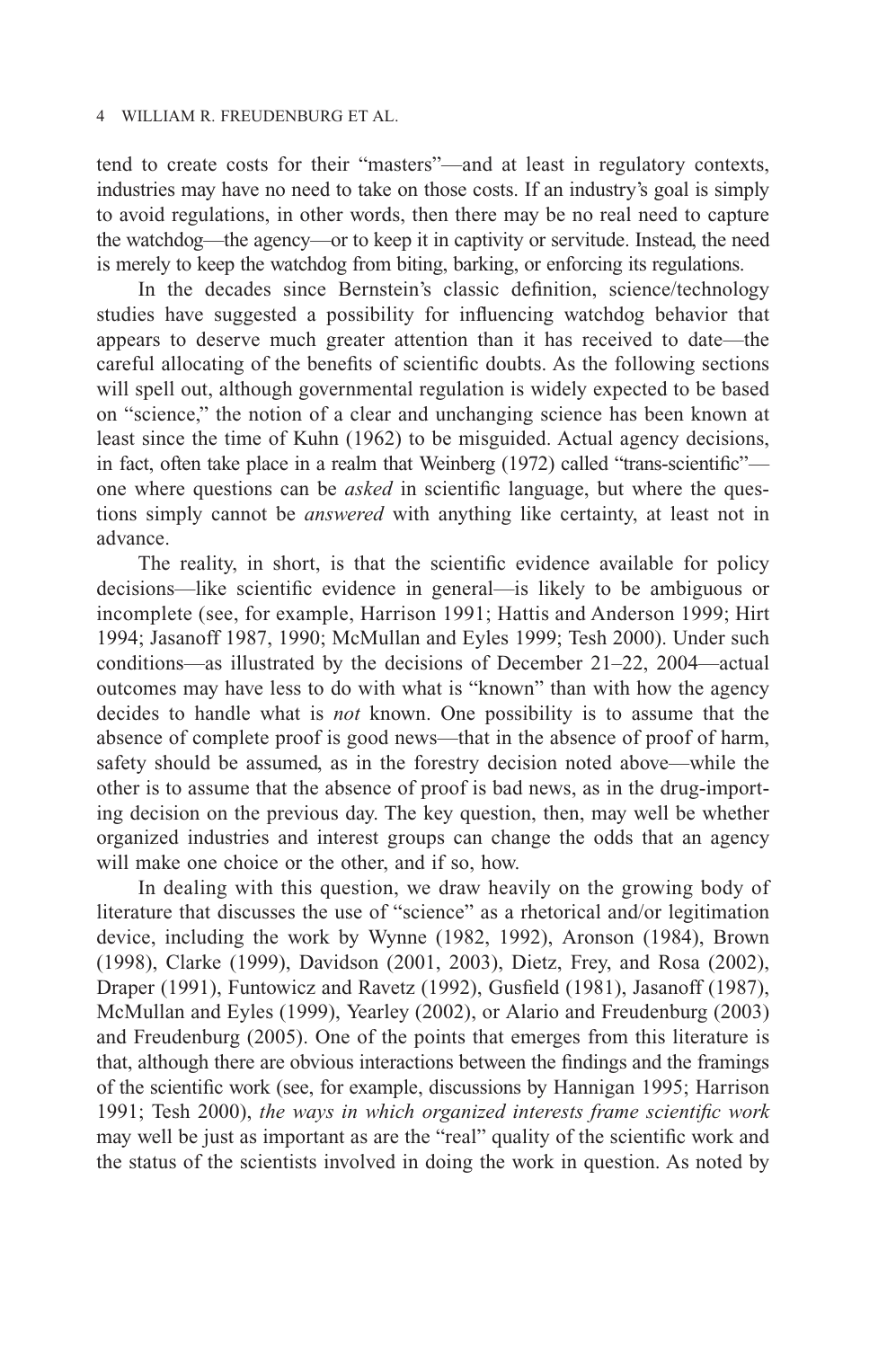tend to create costs for their "masters"—and at least in regulatory contexts, industries may have no need to take on those costs. If an industry's goal is simply to avoid regulations, in other words, then there may be no real need to capture the watchdog—the agency—or to keep it in captivity or servitude. Instead, the need is merely to keep the watchdog from biting, barking, or enforcing its regulations.

In the decades since Bernstein's classic definition, science/technology studies have suggested a possibility for influencing watchdog behavior that appears to deserve much greater attention than it has received to date—the careful allocating of the benefits of scientific doubts. As the following sections will spell out, although governmental regulation is widely expected to be based on "science," the notion of a clear and unchanging science has been known at least since the time of Kuhn (1962) to be misguided. Actual agency decisions, in fact, often take place in a realm that Weinberg (1972) called "trans-scientific"—one where questions can be *asked* in scientific language, but where the questions simply cannot be *answered* with anything like certainty, at least not in advance.

The reality, in short, is that the scientific evidence available for policy decisions—like scientific evidence in general—is likely to be ambiguous or incomplete (see, for example, Harrison 1991; Hattis and Anderson 1999; Hirt 1994; Jasanoff 1987, 1990; McMullan and Eyles 1999; Tesh 2000). Under such conditions—as illustrated by the decisions of December 21–22, 2004—actual outcomes may have less to do with what is "known" than with how the agency decides to handle what is *not* known. One possibility is to assume that the absence of complete proof is good news—that in the absence of proof of harm, safety should be assumed, as in the forestry decision noted above—while the other is to assume that the absence of proof is bad news, as in the drug-importing decision on the previous day. The key question, then, may well be whether organized industries and interest groups can change the odds that an agency will make one choice or the other, and if so, how.

In dealing with this question, we draw heavily on the growing body of literature that discusses the use of "science" as a rhetorical and/or legitimation device, including the work by Wynne (1982, 1992), Aronson (1984), Brown (1998), Clarke (1999), Davidson (2001, 2003), Dietz, Frey, and Rosa (2002), Draper (1991), Funtowicz and Ravetz (1992), Gusfield (1981), Jasanoff (1987), McMullan and Eyles (1999), Yearley (2002), or Alario and Freudenburg (2003) and Freudenburg (2005). One of the points that emerges from this literature is that, although there are obvious interactions between the findings and the framings of the scientific work (see, for example, discussions by Hannigan 1995; Harrison 1991; Tesh 2000), *the ways in which organized interests frame scientific work* may well be just as important as are the "real" quality of the scientific work and the status of the scientists involved in doing the work in question. As noted by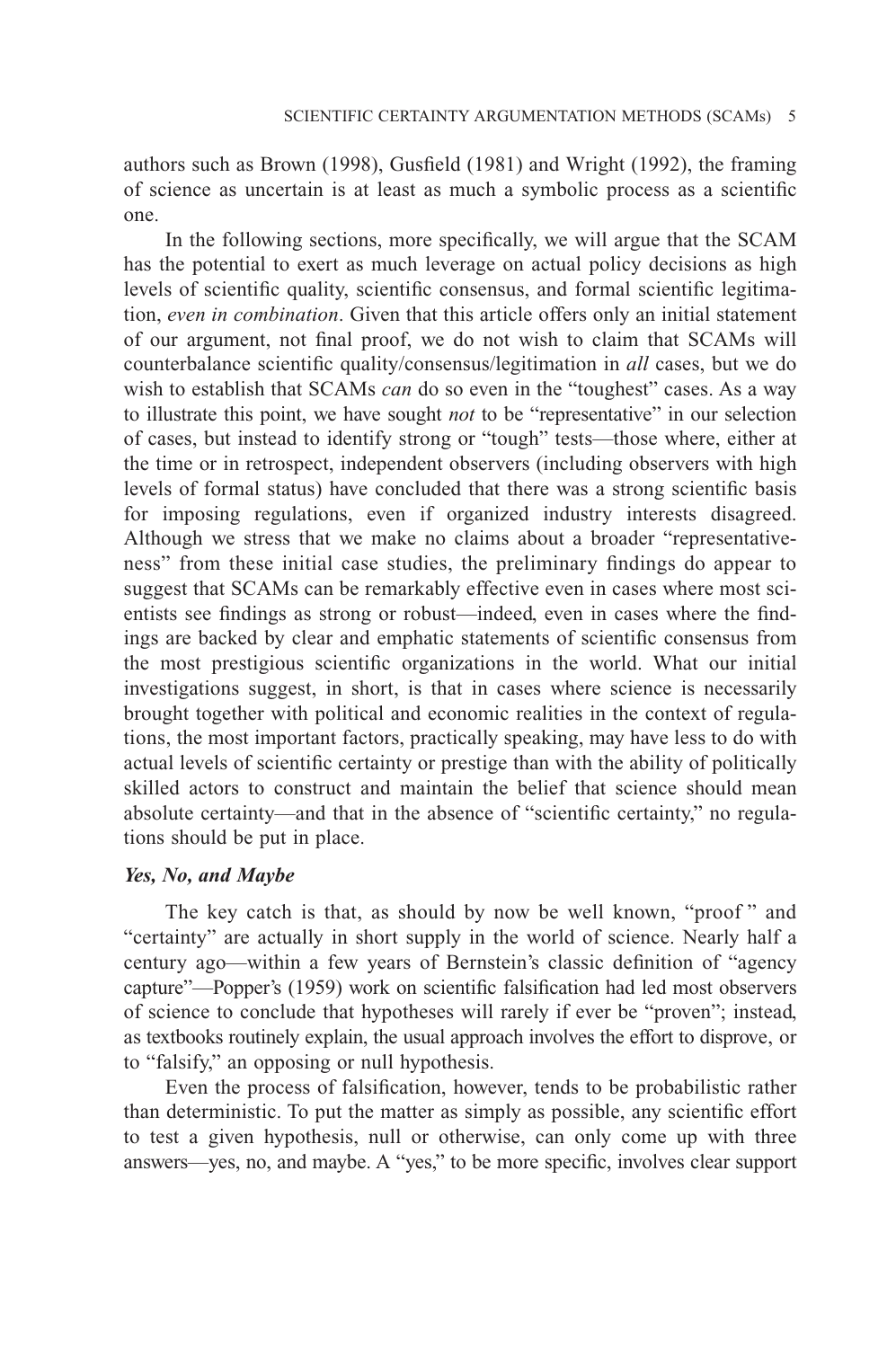authors such as Brown (1998), Gusfield (1981) and Wright (1992), the framing of science as uncertain is at least as much a symbolic process as a scientific one.

In the following sections, more specifically, we will argue that the SCAM has the potential to exert as much leverage on actual policy decisions as high levels of scientific quality, scientific consensus, and formal scientific legitimation, *even in combination*. Given that this article offers only an initial statement of our argument, not final proof, we do not wish to claim that SCAMs will counterbalance scientific quality/consensus/legitimation in *all* cases, but we do wish to establish that SCAMs *can* do so even in the "toughest" cases. As a way to illustrate this point, we have sought *not* to be "representative" in our selection of cases, but instead to identify strong or "tough" tests—those where, either at the time or in retrospect, independent observers (including observers with high levels of formal status) have concluded that there was a strong scientific basis for imposing regulations, even if organized industry interests disagreed. Although we stress that we make no claims about a broader "representativeness" from these initial case studies, the preliminary findings do appear to suggest that SCAMs can be remarkably effective even in cases where most scientists see findings as strong or robust—indeed, even in cases where the findings are backed by clear and emphatic statements of scientific consensus from the most prestigious scientific organizations in the world. What our initial investigations suggest, in short, is that in cases where science is necessarily brought together with political and economic realities in the context of regulations, the most important factors, practically speaking, may have less to do with actual levels of scientific certainty or prestige than with the ability of politically skilled actors to construct and maintain the belief that science should mean absolute certainty—and that in the absence of "scientific certainty," no regulations should be put in place.

### *Yes, No, and Maybe*

The key catch is that, as should by now be well known, "proof" and "certainty" are actually in short supply in the world of science. Nearly half a century ago—within a few years of Bernstein's classic definition of "agency capture"—Popper's (1959) work on scientific falsification had led most observers of science to conclude that hypotheses will rarely if ever be "proven"; instead, as textbooks routinely explain, the usual approach involves the effort to disprove, or to "falsify," an opposing or null hypothesis.

Even the process of falsification, however, tends to be probabilistic rather than deterministic. To put the matter as simply as possible, any scientific effort to test a given hypothesis, null or otherwise, can only come up with three answers—yes, no, and maybe. A "yes," to be more specific, involves clear support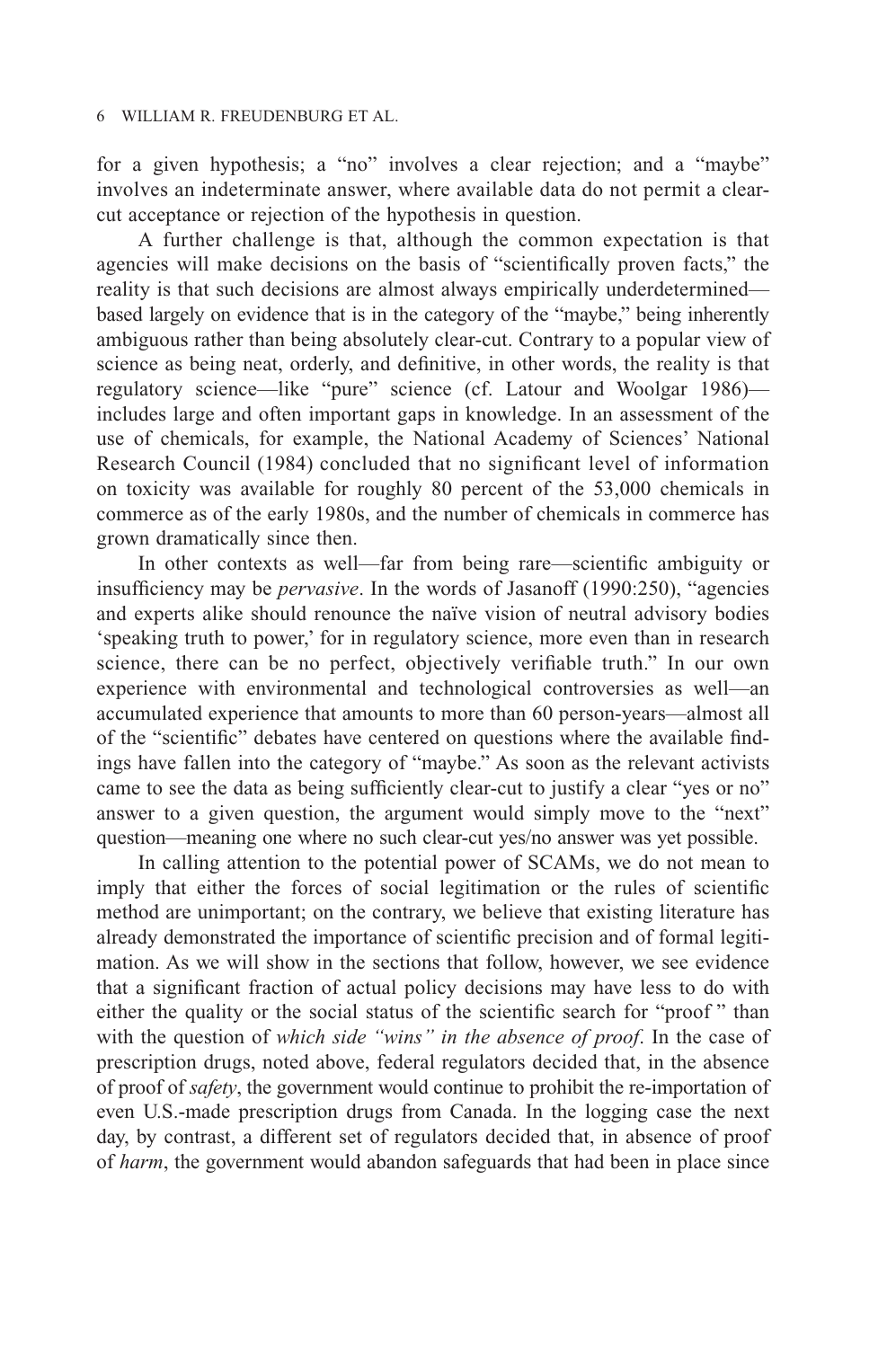for a given hypothesis; a "no" involves a clear rejection; and a "maybe" involves an indeterminate answer, where available data do not permit a clear-cut acceptance or rejection of the hypothesis in question.

A further challenge is that, although the common expectation is that agencies will make decisions on the basis of "scientifically proven facts," the reality is that such decisions are almost always empirically underdetermined—based largely on evidence that is in the category of the "maybe," being inherently ambiguous rather than being absolutely clear-cut. Contrary to a popular view of science as being neat, orderly, and definitive, in other words, the reality is that regulatory science—like "pure" science (cf. Latour and Woolgar 1986)—includes large and often important gaps in knowledge. In an assessment of the use of chemicals, for example, the National Academy of Sciences' National Research Council (1984) concluded that no significant level of information on toxicity was available for roughly 80 percent of the 53,000 chemicals in commerce as of the early 1980s, and the number of chemicals in commerce has grown dramatically since then.

In other contexts as well—far from being rare—scientific ambiguity or insufficiency may be *pervasive*. In the words of Jasanoff (1990:250), "agencies and experts alike should renounce the naïve vision of neutral advisory bodies 'speaking truth to power,' for in regulatory science, more even than in research science, there can be no perfect, objectively verifiable truth." In our own experience with environmental and technological controversies as well—an accumulated experience that amounts to more than 60 person-years—almost all of the "scientific" debates have centered on questions where the available findings have fallen into the category of "maybe." As soon as the relevant activists came to see the data as being sufficiently clear-cut to justify a clear "yes or no" answer to a given question, the argument would simply move to the "next" question—meaning one where no such clear-cut yes/no answer was yet possible.

In calling attention to the potential power of SCAMs, we do not mean to imply that either the forces of social legitimation or the rules of scientific method are unimportant; on the contrary, we believe that existing literature has already demonstrated the importance of scientific precision and of formal legitimation. As we will show in the sections that follow, however, we see evidence that a significant fraction of actual policy decisions may have less to do with either the quality or the social status of the scientific search for "proof" than with the question of *which side "wins" in the absence of proof*. In the case of prescription drugs, noted above, federal regulators decided that, in the absence of proof of *safety*, the government would continue to prohibit the re-importation of even U.S.-made prescription drugs from Canada. In the logging case the next day, by contrast, a different set of regulators decided that, in absence of proof of *harm*, the government would abandon safeguards that had been in place since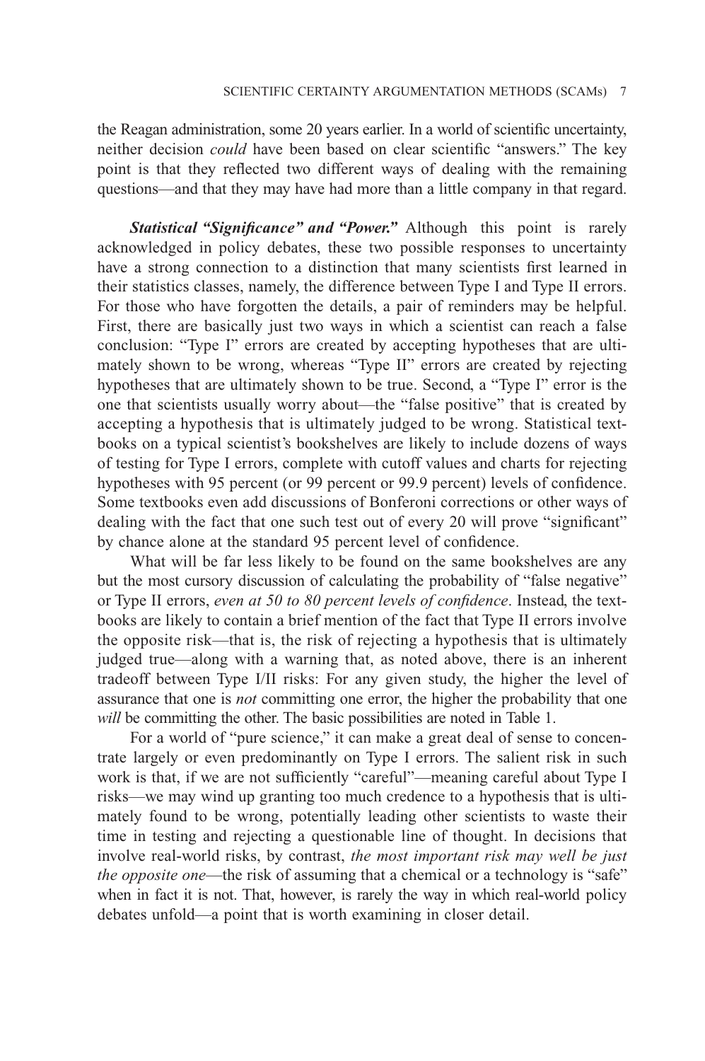the Reagan administration, some 20 years earlier. In a world of scientific uncertainty, neither decision *could* have been based on clear scientific "answers." The key point is that they reflected two different ways of dealing with the remaining questions—and that they may have had more than a little company in that regard.

***Statistical "Significance" and "Power."*** Although this point is rarely acknowledged in policy debates, these two possible responses to uncertainty have a strong connection to a distinction that many scientists first learned in their statistics classes, namely, the difference between Type I and Type II errors. For those who have forgotten the details, a pair of reminders may be helpful. First, there are basically just two ways in which a scientist can reach a false conclusion: "Type I" errors are created by accepting hypotheses that are ultimately shown to be wrong, whereas "Type II" errors are created by rejecting hypotheses that are ultimately shown to be true. Second, a "Type I" error is the one that scientists usually worry about—the "false positive" that is created by accepting a hypothesis that is ultimately judged to be wrong. Statistical textbooks on a typical scientist's bookshelves are likely to include dozens of ways of testing for Type I errors, complete with cutoff values and charts for rejecting hypotheses with 95 percent (or 99 percent or 99.9 percent) levels of confidence. Some textbooks even add discussions of Bonferoni corrections or other ways of dealing with the fact that one such test out of every 20 will prove "significant" by chance alone at the standard 95 percent level of confidence.

What will be far less likely to be found on the same bookshelves are any but the most cursory discussion of calculating the probability of "false negative" or Type II errors, *even at 50 to 80 percent levels of confidence*. Instead, the textbooks are likely to contain a brief mention of the fact that Type II errors involve the opposite risk—that is, the risk of rejecting a hypothesis that is ultimately judged true—along with a warning that, as noted above, there is an inherent tradeoff between Type I/II risks: For any given study, the higher the level of assurance that one is *not* committing one error, the higher the probability that one *will* be committing the other. The basic possibilities are noted in Table 1.

For a world of "pure science," it can make a great deal of sense to concentrate largely or even predominantly on Type I errors. The salient risk in such work is that, if we are not sufficiently "careful"—meaning careful about Type I risks—we may wind up granting too much credence to a hypothesis that is ultimately found to be wrong, potentially leading other scientists to waste their time in testing and rejecting a questionable line of thought. In decisions that involve real-world risks, by contrast, *the most important risk may well be just the opposite one*—the risk of assuming that a chemical or a technology is "safe" when in fact it is not. That, however, is rarely the way in which real-world policy debates unfold—a point that is worth examining in closer detail.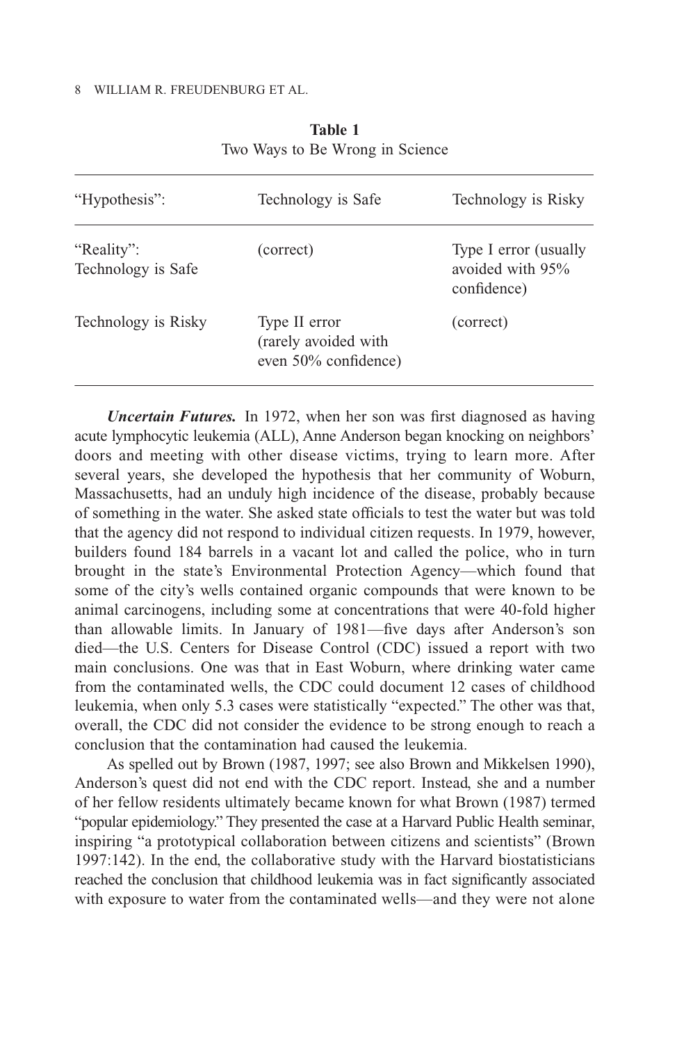**Table 1**
Two Ways to Be Wrong in Science

| "Hypothesis": | Technology is Safe | Technology is Risky |
|---|---|---|
| "Reality": Technology is Safe | (correct) | Type I error (usually avoided with 95% confidence) |
| Technology is Risky | Type II error (rarely avoided with even 50% confidence) | (correct) |

***Uncertain Futures.*** In 1972, when her son was first diagnosed as having acute lymphocytic leukemia (ALL), Anne Anderson began knocking on neighbors' doors and meeting with other disease victims, trying to learn more. After several years, she developed the hypothesis that her community of Woburn, Massachusetts, had an unduly high incidence of the disease, probably because of something in the water. She asked state officials to test the water but was told that the agency did not respond to individual citizen requests. In 1979, however, builders found 184 barrels in a vacant lot and called the police, who in turn brought in the state's Environmental Protection Agency—which found that some of the city's wells contained organic compounds that were known to be animal carcinogens, including some at concentrations that were 40-fold higher than allowable limits. In January of 1981—five days after Anderson's son died—the U.S. Centers for Disease Control (CDC) issued a report with two main conclusions. One was that in East Woburn, where drinking water came from the contaminated wells, the CDC could document 12 cases of childhood leukemia, when only 5.3 cases were statistically "expected." The other was that, overall, the CDC did not consider the evidence to be strong enough to reach a conclusion that the contamination had caused the leukemia.

As spelled out by Brown (1987, 1997; see also Brown and Mikkelsen 1990), Anderson's quest did not end with the CDC report. Instead, she and a number of her fellow residents ultimately became known for what Brown (1987) termed "popular epidemiology." They presented the case at a Harvard Public Health seminar, inspiring "a prototypical collaboration between citizens and scientists" (Brown 1997:142). In the end, the collaborative study with the Harvard biostatisticians reached the conclusion that childhood leukemia was in fact significantly associated with exposure to water from the contaminated wells—and they were not alone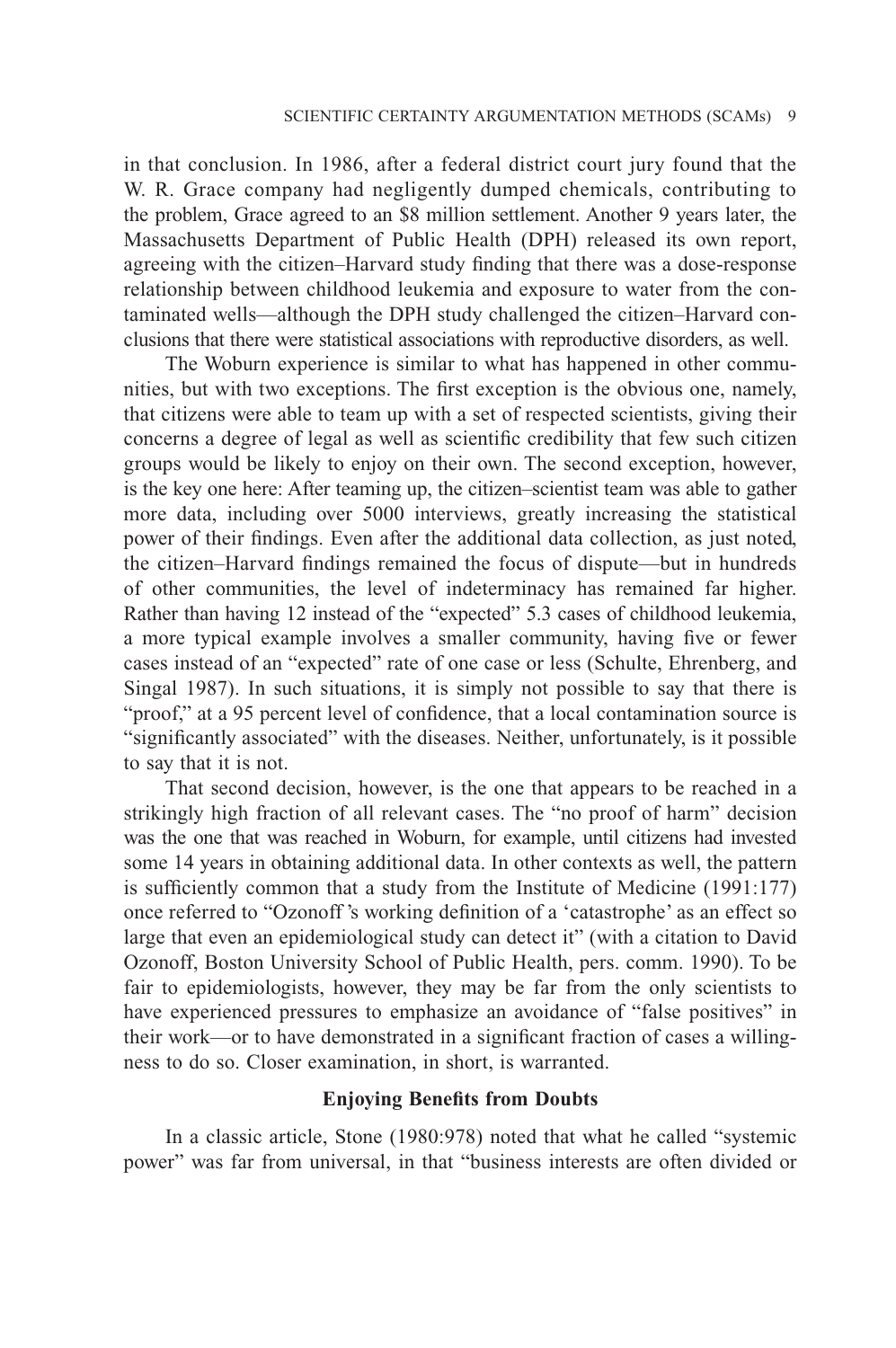in that conclusion. In 1986, after a federal district court jury found that the W. R. Grace company had negligently dumped chemicals, contributing to the problem, Grace agreed to an $8 million settlement. Another 9 years later, the Massachusetts Department of Public Health (DPH) released its own report, agreeing with the citizen–Harvard study finding that there was a dose-response relationship between childhood leukemia and exposure to water from the contaminated wells—although the DPH study challenged the citizen–Harvard conclusions that there were statistical associations with reproductive disorders, as well.

The Woburn experience is similar to what has happened in other communities, but with two exceptions. The first exception is the obvious one, namely, that citizens were able to team up with a set of respected scientists, giving their concerns a degree of legal as well as scientific credibility that few such citizen groups would be likely to enjoy on their own. The second exception, however, is the key one here: After teaming up, the citizen–scientist team was able to gather more data, including over 5000 interviews, greatly increasing the statistical power of their findings. Even after the additional data collection, as just noted, the citizen–Harvard findings remained the focus of dispute—but in hundreds of other communities, the level of indeterminacy has remained far higher. Rather than having 12 instead of the "expected" 5.3 cases of childhood leukemia, a more typical example involves a smaller community, having five or fewer cases instead of an "expected" rate of one case or less (Schulte, Ehrenberg, and Singal 1987). In such situations, it is simply not possible to say that there is "proof," at a 95 percent level of confidence, that a local contamination source is "significantly associated" with the diseases. Neither, unfortunately, is it possible to say that it is not.

That second decision, however, is the one that appears to be reached in a strikingly high fraction of all relevant cases. The "no proof of harm" decision was the one that was reached in Woburn, for example, until citizens had invested some 14 years in obtaining additional data. In other contexts as well, the pattern is sufficiently common that a study from the Institute of Medicine (1991:177) once referred to "Ozonoff's working definition of a 'catastrophe' as an effect so large that even an epidemiological study can detect it" (with a citation to David Ozonoff, Boston University School of Public Health, pers. comm. 1990). To be fair to epidemiologists, however, they may be far from the only scientists to have experienced pressures to emphasize an avoidance of "false positives" in their work—or to have demonstrated in a significant fraction of cases a willingness to do so. Closer examination, in short, is warranted.

### Enjoying Benefits from Doubts

In a classic article, Stone (1980:978) noted that what he called "systemic power" was far from universal, in that "business interests are often divided or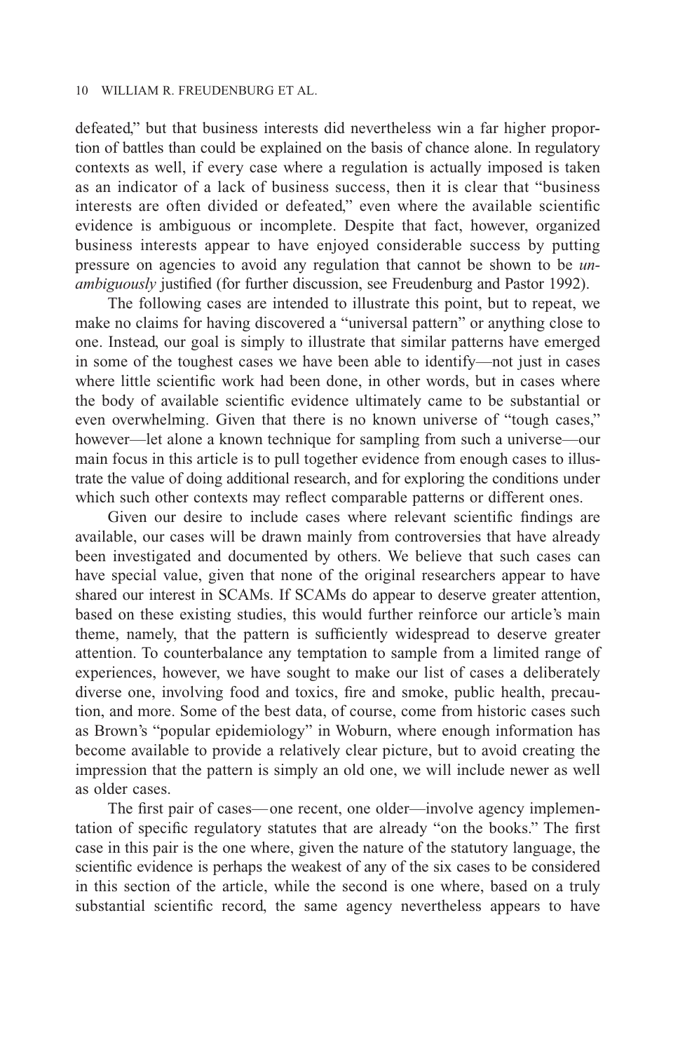defeated," but that business interests did nevertheless win a far higher proportion of battles than could be explained on the basis of chance alone. In regulatory contexts as well, if every case where a regulation is actually imposed is taken as an indicator of a lack of business success, then it is clear that "business interests are often divided or defeated," even where the available scientific evidence is ambiguous or incomplete. Despite that fact, however, organized business interests appear to have enjoyed considerable success by putting pressure on agencies to avoid any regulation that cannot be shown to be *unambiguously* justified (for further discussion, see Freudenburg and Pastor 1992).

The following cases are intended to illustrate this point, but to repeat, we make no claims for having discovered a "universal pattern" or anything close to one. Instead, our goal is simply to illustrate that similar patterns have emerged in some of the toughest cases we have been able to identify—not just in cases where little scientific work had been done, in other words, but in cases where the body of available scientific evidence ultimately came to be substantial or even overwhelming. Given that there is no known universe of "tough cases," however—let alone a known technique for sampling from such a universe—our main focus in this article is to pull together evidence from enough cases to illustrate the value of doing additional research, and for exploring the conditions under which such other contexts may reflect comparable patterns or different ones.

Given our desire to include cases where relevant scientific findings are available, our cases will be drawn mainly from controversies that have already been investigated and documented by others. We believe that such cases can have special value, given that none of the original researchers appear to have shared our interest in SCAMs. If SCAMs do appear to deserve greater attention, based on these existing studies, this would further reinforce our article's main theme, namely, that the pattern is sufficiently widespread to deserve greater attention. To counterbalance any temptation to sample from a limited range of experiences, however, we have sought to make our list of cases a deliberately diverse one, involving food and toxics, fire and smoke, public health, precaution, and more. Some of the best data, of course, come from historic cases such as Brown's "popular epidemiology" in Woburn, where enough information has become available to provide a relatively clear picture, but to avoid creating the impression that the pattern is simply an old one, we will include newer as well as older cases.

The first pair of cases—one recent, one older—involve agency implementation of specific regulatory statutes that are already "on the books." The first case in this pair is the one where, given the nature of the statutory language, the scientific evidence is perhaps the weakest of any of the six cases to be considered in this section of the article, while the second is one where, based on a truly substantial scientific record, the same agency nevertheless appears to have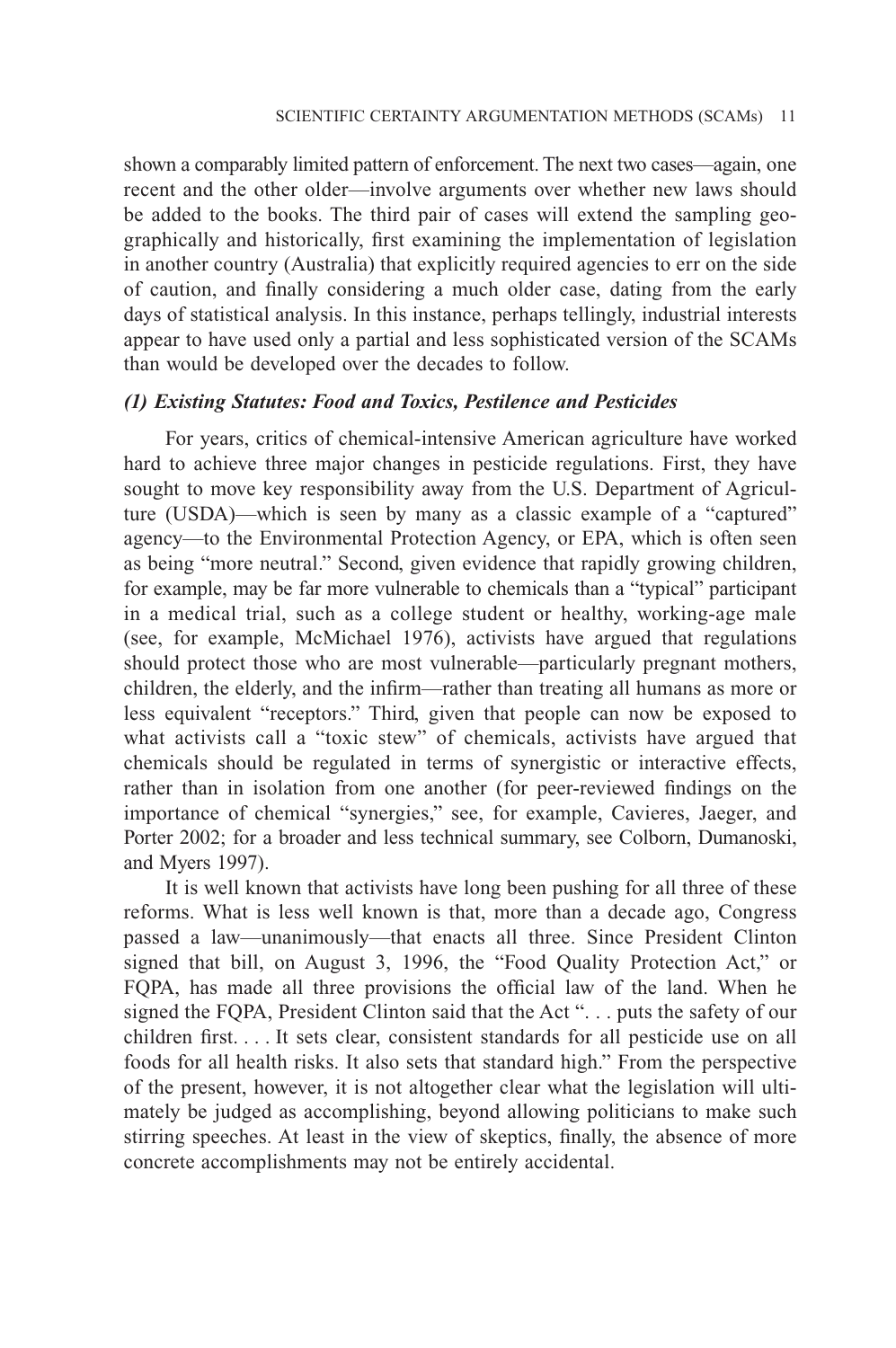shown a comparably limited pattern of enforcement. The next two cases—again, one recent and the other older—involve arguments over whether new laws should be added to the books. The third pair of cases will extend the sampling geographically and historically, first examining the implementation of legislation in another country (Australia) that explicitly required agencies to err on the side of caution, and finally considering a much older case, dating from the early days of statistical analysis. In this instance, perhaps tellingly, industrial interests appear to have used only a partial and less sophisticated version of the SCAMs than would be developed over the decades to follow.

### *(1) Existing Statutes: Food and Toxics, Pestilence and Pesticides*

For years, critics of chemical-intensive American agriculture have worked hard to achieve three major changes in pesticide regulations. First, they have sought to move key responsibility away from the U.S. Department of Agriculture (USDA)—which is seen by many as a classic example of a "captured" agency—to the Environmental Protection Agency, or EPA, which is often seen as being "more neutral." Second, given evidence that rapidly growing children, for example, may be far more vulnerable to chemicals than a "typical" participant in a medical trial, such as a college student or healthy, working-age male (see, for example, McMichael 1976), activists have argued that regulations should protect those who are most vulnerable—particularly pregnant mothers, children, the elderly, and the infirm—rather than treating all humans as more or less equivalent "receptors." Third, given that people can now be exposed to what activists call a "toxic stew" of chemicals, activists have argued that chemicals should be regulated in terms of synergistic or interactive effects, rather than in isolation from one another (for peer-reviewed findings on the importance of chemical "synergies," see, for example, Cavieres, Jaeger, and Porter 2002; for a broader and less technical summary, see Colborn, Dumanoski, and Myers 1997).

It is well known that activists have long been pushing for all three of these reforms. What is less well known is that, more than a decade ago, Congress passed a law—unanimously—that enacts all three. Since President Clinton signed that bill, on August 3, 1996, the "Food Quality Protection Act," or FQPA, has made all three provisions the official law of the land. When he signed the FQPA, President Clinton said that the Act ". . . puts the safety of our children first. . . . It sets clear, consistent standards for all pesticide use on all foods for all health risks. It also sets that standard high." From the perspective of the present, however, it is not altogether clear what the legislation will ultimately be judged as accomplishing, beyond allowing politicians to make such stirring speeches. At least in the view of skeptics, finally, the absence of more concrete accomplishments may not be entirely accidental.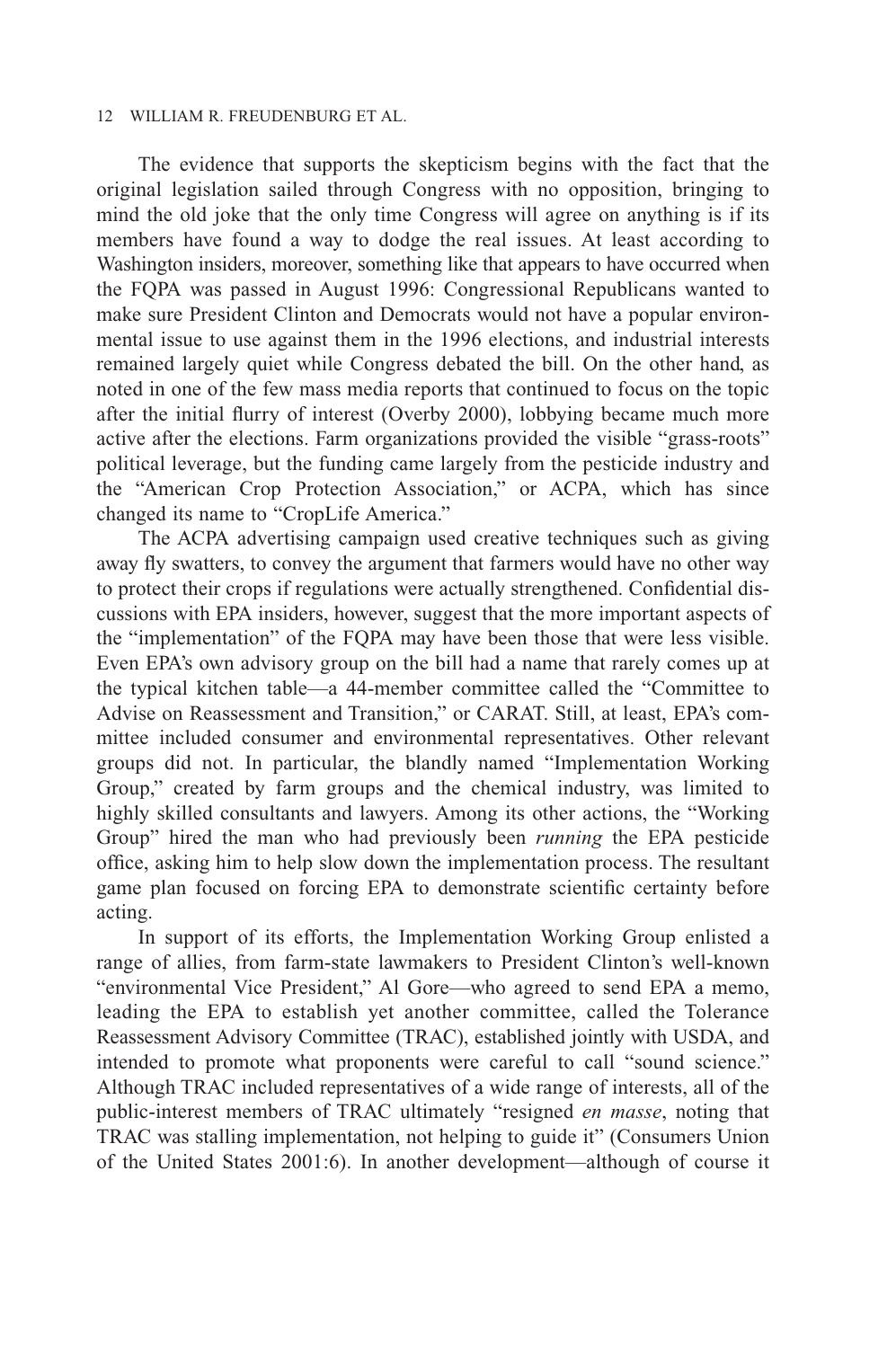The evidence that supports the skepticism begins with the fact that the original legislation sailed through Congress with no opposition, bringing to mind the old joke that the only time Congress will agree on anything is if its members have found a way to dodge the real issues. At least according to Washington insiders, moreover, something like that appears to have occurred when the FQPA was passed in August 1996: Congressional Republicans wanted to make sure President Clinton and Democrats would not have a popular environmental issue to use against them in the 1996 elections, and industrial interests remained largely quiet while Congress debated the bill. On the other hand, as noted in one of the few mass media reports that continued to focus on the topic after the initial flurry of interest (Overby 2000), lobbying became much more active after the elections. Farm organizations provided the visible "grass-roots" political leverage, but the funding came largely from the pesticide industry and the "American Crop Protection Association," or ACPA, which has since changed its name to "CropLife America."

The ACPA advertising campaign used creative techniques such as giving away fly swatters, to convey the argument that farmers would have no other way to protect their crops if regulations were actually strengthened. Confidential discussions with EPA insiders, however, suggest that the more important aspects of the "implementation" of the FQPA may have been those that were less visible. Even EPA's own advisory group on the bill had a name that rarely comes up at the typical kitchen table—a 44-member committee called the "Committee to Advise on Reassessment and Transition," or CARAT. Still, at least, EPA's committee included consumer and environmental representatives. Other relevant groups did not. In particular, the blandly named "Implementation Working Group," created by farm groups and the chemical industry, was limited to highly skilled consultants and lawyers. Among its other actions, the "Working Group" hired the man who had previously been *running* the EPA pesticide office, asking him to help slow down the implementation process. The resultant game plan focused on forcing EPA to demonstrate scientific certainty before acting.

In support of its efforts, the Implementation Working Group enlisted a range of allies, from farm-state lawmakers to President Clinton's well-known "environmental Vice President," Al Gore—who agreed to send EPA a memo, leading the EPA to establish yet another committee, called the Tolerance Reassessment Advisory Committee (TRAC), established jointly with USDA, and intended to promote what proponents were careful to call "sound science." Although TRAC included representatives of a wide range of interests, all of the public-interest members of TRAC ultimately "resigned *en masse*, noting that TRAC was stalling implementation, not helping to guide it" (Consumers Union of the United States 2001:6). In another development—although of course it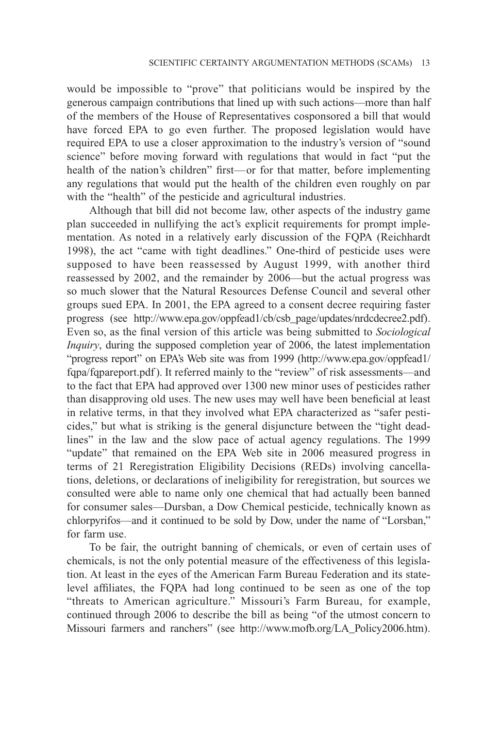would be impossible to "prove" that politicians would be inspired by the generous campaign contributions that lined up with such actions—more than half of the members of the House of Representatives cosponsored a bill that would have forced EPA to go even further. The proposed legislation would have required EPA to use a closer approximation to the industry's version of "sound science" before moving forward with regulations that would in fact "put the health of the nation's children" first—or for that matter, before implementing any regulations that would put the health of the children even roughly on par with the "health" of the pesticide and agricultural industries.

Although that bill did not become law, other aspects of the industry game plan succeeded in nullifying the act's explicit requirements for prompt implementation. As noted in a relatively early discussion of the FQPA (Reichhardt 1998), the act "came with tight deadlines." One-third of pesticide uses were supposed to have been reassessed by August 1999, with another third reassessed by 2002, and the remainder by 2006—but the actual progress was so much slower that the Natural Resources Defense Council and several other groups sued EPA. In 2001, the EPA agreed to a consent decree requiring faster progress (see http://www.epa.gov/oppfead1/cb/csb_page/updates/nrdcdecree2.pdf). Even so, as the final version of this article was being submitted to *Sociological Inquiry*, during the supposed completion year of 2006, the latest implementation "progress report" on EPA's Web site was from 1999 (http://www.epa.gov/oppfead1/fqpa/fqpareport.pdf). It referred mainly to the "review" of risk assessments—and to the fact that EPA had approved over 1300 new minor uses of pesticides rather than disapproving old uses. The new uses may well have been beneficial at least in relative terms, in that they involved what EPA characterized as "safer pesticides," but what is striking is the general disjuncture between the "tight deadlines" in the law and the slow pace of actual agency regulations. The 1999 "update" that remained on the EPA Web site in 2006 measured progress in terms of 21 Reregistration Eligibility Decisions (REDs) involving cancellations, deletions, or declarations of ineligibility for reregistration, but sources we consulted were able to name only one chemical that had actually been banned for consumer sales—Dursban, a Dow Chemical pesticide, technically known as chlorpyrifos—and it continued to be sold by Dow, under the name of "Lorsban," for farm use.

To be fair, the outright banning of chemicals, or even of certain uses of chemicals, is not the only potential measure of the effectiveness of this legislation. At least in the eyes of the American Farm Bureau Federation and its state-level affiliates, the FQPA had long continued to be seen as one of the top "threats to American agriculture." Missouri's Farm Bureau, for example, continued through 2006 to describe the bill as being "of the utmost concern to Missouri farmers and ranchers" (see http://www.mofb.org/LA_Policy2006.htm).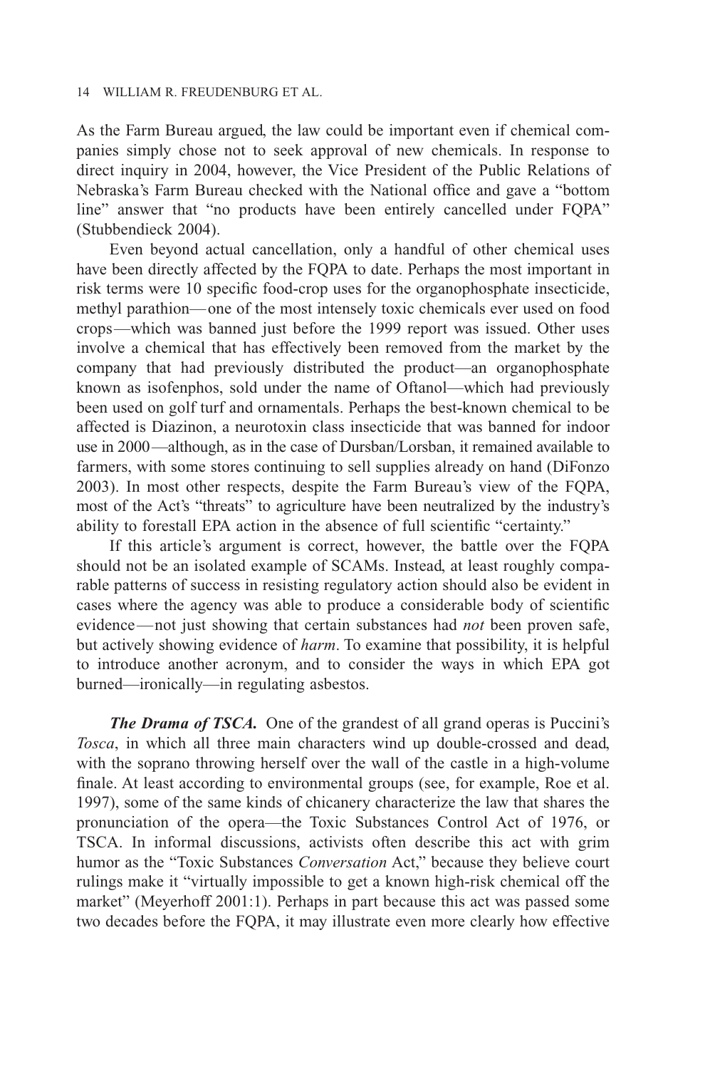As the Farm Bureau argued, the law could be important even if chemical companies simply chose not to seek approval of new chemicals. In response to direct inquiry in 2004, however, the Vice President of the Public Relations of Nebraska's Farm Bureau checked with the National office and gave a "bottom line" answer that "no products have been entirely cancelled under FQPA" (Stubbendieck 2004).

Even beyond actual cancellation, only a handful of other chemical uses have been directly affected by the FQPA to date. Perhaps the most important in risk terms were 10 specific food-crop uses for the organophosphate insecticide, methyl parathion—one of the most intensely toxic chemicals ever used on food crops—which was banned just before the 1999 report was issued. Other uses involve a chemical that has effectively been removed from the market by the company that had previously distributed the product—an organophosphate known as isofenphos, sold under the name of Oftanol—which had previously been used on golf turf and ornamentals. Perhaps the best-known chemical to be affected is Diazinon, a neurotoxin class insecticide that was banned for indoor use in 2000—although, as in the case of Dursban/Lorsban, it remained available to farmers, with some stores continuing to sell supplies already on hand (DiFonzo 2003). In most other respects, despite the Farm Bureau's view of the FQPA, most of the Act's "threats" to agriculture have been neutralized by the industry's ability to forestall EPA action in the absence of full scientific "certainty."

If this article's argument is correct, however, the battle over the FQPA should not be an isolated example of SCAMs. Instead, at least roughly comparable patterns of success in resisting regulatory action should also be evident in cases where the agency was able to produce a considerable body of scientific evidence—not just showing that certain substances had *not* been proven safe, but actively showing evidence of *harm*. To examine that possibility, it is helpful to introduce another acronym, and to consider the ways in which EPA got burned—ironically—in regulating asbestos.

***The Drama of TSCA.*** One of the grandest of all grand operas is Puccini's *Tosca*, in which all three main characters wind up double-crossed and dead, with the soprano throwing herself over the wall of the castle in a high-volume finale. At least according to environmental groups (see, for example, Roe et al. 1997), some of the same kinds of chicanery characterize the law that shares the pronunciation of the opera—the Toxic Substances Control Act of 1976, or TSCA. In informal discussions, activists often describe this act with grim humor as the "Toxic Substances *Conversation* Act," because they believe court rulings make it "virtually impossible to get a known high-risk chemical off the market" (Meyerhoff 2001:1). Perhaps in part because this act was passed some two decades before the FQPA, it may illustrate even more clearly how effective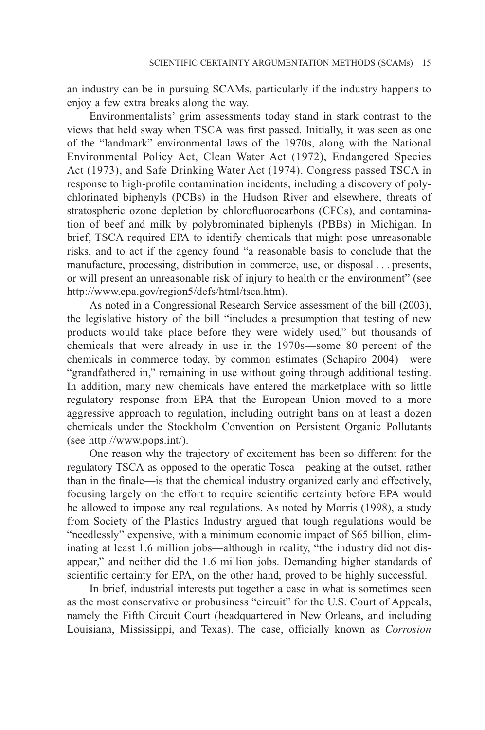an industry can be in pursuing SCAMs, particularly if the industry happens to enjoy a few extra breaks along the way.

Environmentalists' grim assessments today stand in stark contrast to the views that held sway when TSCA was first passed. Initially, it was seen as one of the "landmark" environmental laws of the 1970s, along with the National Environmental Policy Act, Clean Water Act (1972), Endangered Species Act (1973), and Safe Drinking Water Act (1974). Congress passed TSCA in response to high-profile contamination incidents, including a discovery of polychlorinated biphenyls (PCBs) in the Hudson River and elsewhere, threats of stratospheric ozone depletion by chlorofluorocarbons (CFCs), and contamination of beef and milk by polybrominated biphenyls (PBBs) in Michigan. In brief, TSCA required EPA to identify chemicals that might pose unreasonable risks, and to act if the agency found "a reasonable basis to conclude that the manufacture, processing, distribution in commerce, use, or disposal . . . presents, or will present an unreasonable risk of injury to health or the environment" (see http://www.epa.gov/region5/defs/html/tsca.htm).

As noted in a Congressional Research Service assessment of the bill (2003), the legislative history of the bill "includes a presumption that testing of new products would take place before they were widely used," but thousands of chemicals that were already in use in the 1970s—some 80 percent of the chemicals in commerce today, by common estimates (Schapiro 2004)—were "grandfathered in," remaining in use without going through additional testing. In addition, many new chemicals have entered the marketplace with so little regulatory response from EPA that the European Union moved to a more aggressive approach to regulation, including outright bans on at least a dozen chemicals under the Stockholm Convention on Persistent Organic Pollutants (see http://www.pops.int/).

One reason why the trajectory of excitement has been so different for the regulatory TSCA as opposed to the operatic Tosca—peaking at the outset, rather than in the finale—is that the chemical industry organized early and effectively, focusing largely on the effort to require scientific certainty before EPA would be allowed to impose any real regulations. As noted by Morris (1998), a study from Society of the Plastics Industry argued that tough regulations would be "needlessly" expensive, with a minimum economic impact of $65 billion, eliminating at least 1.6 million jobs—although in reality, "the industry did not disappear," and neither did the 1.6 million jobs. Demanding higher standards of scientific certainty for EPA, on the other hand, proved to be highly successful.

In brief, industrial interests put together a case in what is sometimes seen as the most conservative or probusiness "circuit" for the U.S. Court of Appeals, namely the Fifth Circuit Court (headquartered in New Orleans, and including Louisiana, Mississippi, and Texas). The case, officially known as *Corrosion*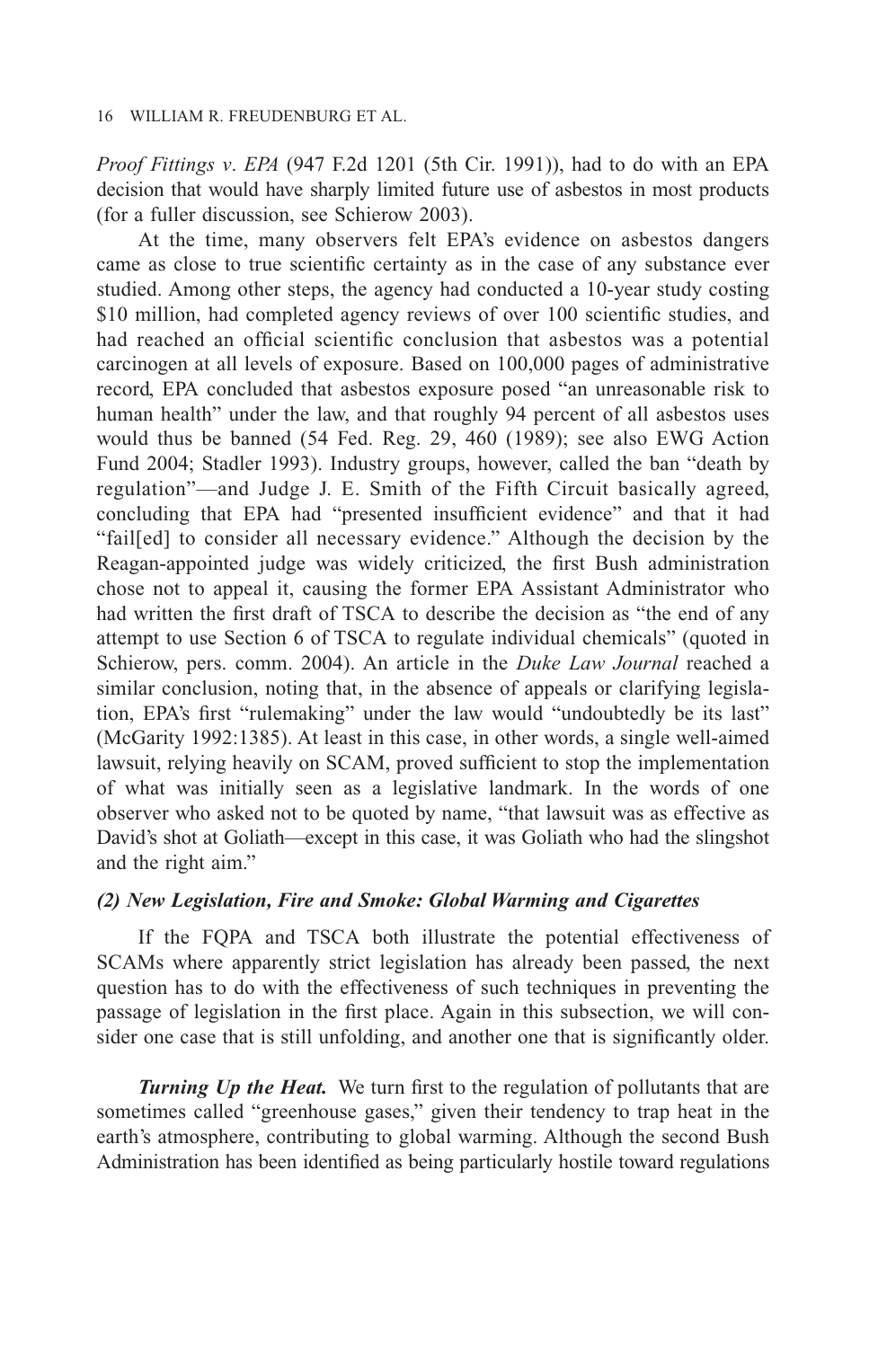*Proof Fittings v. EPA* (947 F.2d 1201 (5th Cir. 1991)), had to do with an EPA decision that would have sharply limited future use of asbestos in most products (for a fuller discussion, see Schierow 2003).

At the time, many observers felt EPA's evidence on asbestos dangers came as close to true scientific certainty as in the case of any substance ever studied. Among other steps, the agency had conducted a 10-year study costing \$10 million, had completed agency reviews of over 100 scientific studies, and had reached an official scientific conclusion that asbestos was a potential carcinogen at all levels of exposure. Based on 100,000 pages of administrative record, EPA concluded that asbestos exposure posed "an unreasonable risk to human health" under the law, and that roughly 94 percent of all asbestos uses would thus be banned (54 Fed. Reg. 29, 460 (1989); see also EWG Action Fund 2004; Stadler 1993). Industry groups, however, called the ban "death by regulation"—and Judge J. E. Smith of the Fifth Circuit basically agreed, concluding that EPA had "presented insufficient evidence" and that it had "fail[ed] to consider all necessary evidence." Although the decision by the Reagan-appointed judge was widely criticized, the first Bush administration chose not to appeal it, causing the former EPA Assistant Administrator who had written the first draft of TSCA to describe the decision as "the end of any attempt to use Section 6 of TSCA to regulate individual chemicals" (quoted in Schierow, pers. comm. 2004). An article in the *Duke Law Journal* reached a similar conclusion, noting that, in the absence of appeals or clarifying legislation, EPA's first "rulemaking" under the law would "undoubtedly be its last" (McGarity 1992:1385). At least in this case, in other words, a single well-aimed lawsuit, relying heavily on SCAM, proved sufficient to stop the implementation of what was initially seen as a legislative landmark. In the words of one observer who asked not to be quoted by name, "that lawsuit was as effective as David's shot at Goliath—except in this case, it was Goliath who had the slingshot and the right aim."

### *(2) New Legislation, Fire and Smoke: Global Warming and Cigarettes*

If the FQPA and TSCA both illustrate the potential effectiveness of SCAMs where apparently strict legislation has already been passed, the next question has to do with the effectiveness of such techniques in preventing the passage of legislation in the first place. Again in this subsection, we will consider one case that is still unfolding, and another one that is significantly older.

***Turning Up the Heat.*** We turn first to the regulation of pollutants that are sometimes called "greenhouse gases," given their tendency to trap heat in the earth's atmosphere, contributing to global warming. Although the second Bush Administration has been identified as being particularly hostile toward regulations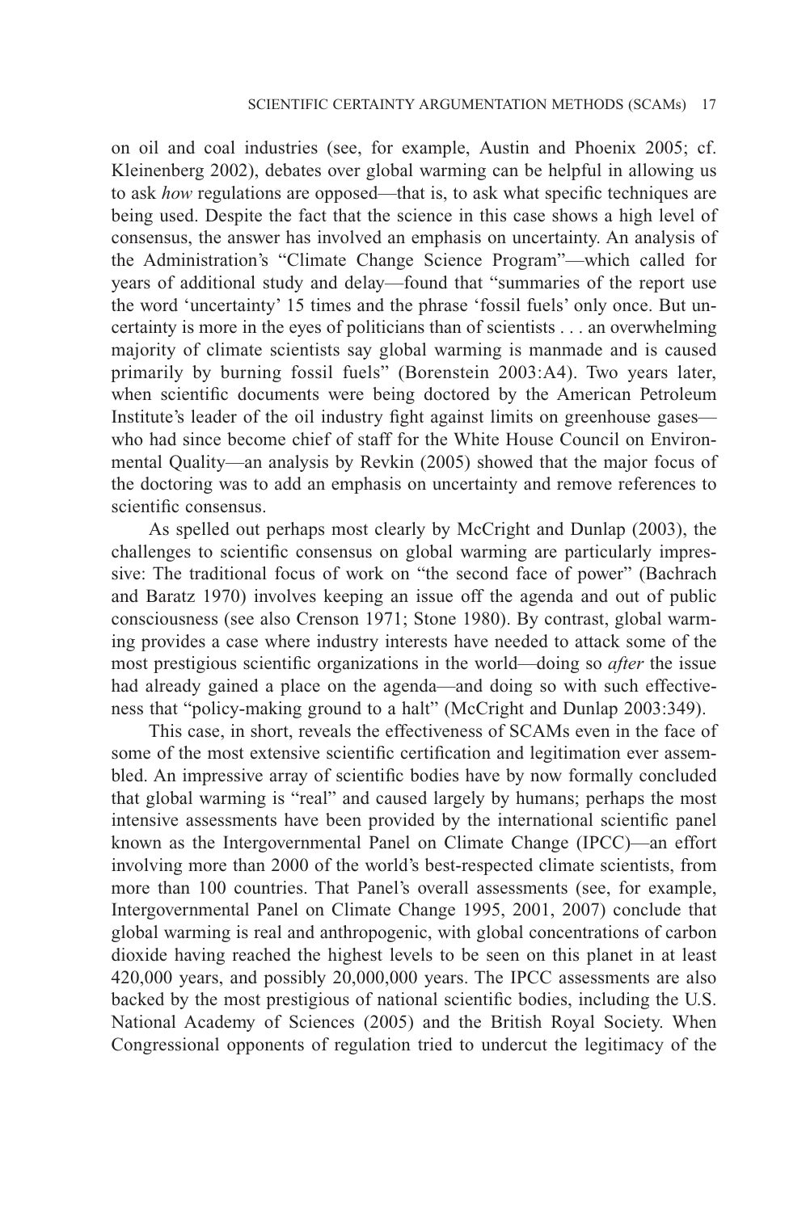on oil and coal industries (see, for example, Austin and Phoenix 2005; cf. Kleinenberg 2002), debates over global warming can be helpful in allowing us to ask *how* regulations are opposed—that is, to ask what specific techniques are being used. Despite the fact that the science in this case shows a high level of consensus, the answer has involved an emphasis on uncertainty. An analysis of the Administration's "Climate Change Science Program"—which called for years of additional study and delay—found that "summaries of the report use the word 'uncertainty' 15 times and the phrase 'fossil fuels' only once. But uncertainty is more in the eyes of politicians than of scientists . . . an overwhelming majority of climate scientists say global warming is manmade and is caused primarily by burning fossil fuels" (Borenstein 2003:A4). Two years later, when scientific documents were being doctored by the American Petroleum Institute's leader of the oil industry fight against limits on greenhouse gases—who had since become chief of staff for the White House Council on Environmental Quality—an analysis by Revkin (2005) showed that the major focus of the doctoring was to add an emphasis on uncertainty and remove references to scientific consensus.

As spelled out perhaps most clearly by McCright and Dunlap (2003), the challenges to scientific consensus on global warming are particularly impressive: The traditional focus of work on "the second face of power" (Bachrach and Baratz 1970) involves keeping an issue off the agenda and out of public consciousness (see also Crenson 1971; Stone 1980). By contrast, global warming provides a case where industry interests have needed to attack some of the most prestigious scientific organizations in the world—doing so *after* the issue had already gained a place on the agenda—and doing so with such effectiveness that "policy-making ground to a halt" (McCright and Dunlap 2003:349).

This case, in short, reveals the effectiveness of SCAMs even in the face of some of the most extensive scientific certification and legitimation ever assembled. An impressive array of scientific bodies have by now formally concluded that global warming is "real" and caused largely by humans; perhaps the most intensive assessments have been provided by the international scientific panel known as the Intergovernmental Panel on Climate Change (IPCC)—an effort involving more than 2000 of the world's best-respected climate scientists, from more than 100 countries. That Panel's overall assessments (see, for example, Intergovernmental Panel on Climate Change 1995, 2001, 2007) conclude that global warming is real and anthropogenic, with global concentrations of carbon dioxide having reached the highest levels to be seen on this planet in at least 420,000 years, and possibly 20,000,000 years. The IPCC assessments are also backed by the most prestigious of national scientific bodies, including the U.S. National Academy of Sciences (2005) and the British Royal Society. When Congressional opponents of regulation tried to undercut the legitimacy of the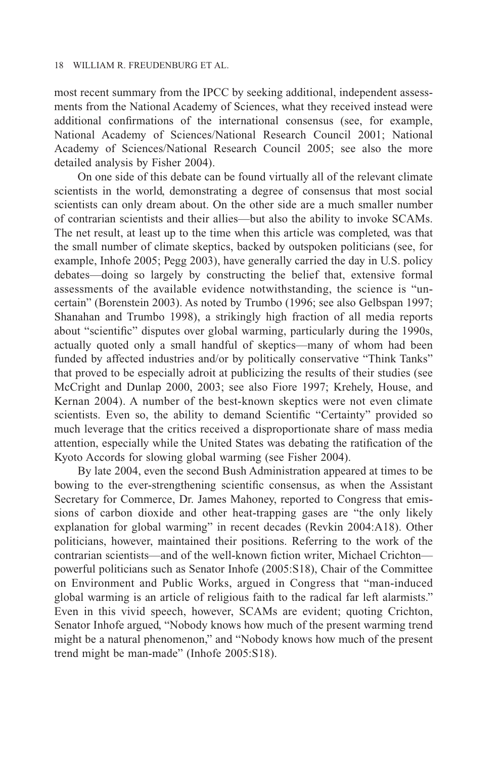most recent summary from the IPCC by seeking additional, independent assessments from the National Academy of Sciences, what they received instead were additional confirmations of the international consensus (see, for example, National Academy of Sciences/National Research Council 2001; National Academy of Sciences/National Research Council 2005; see also the more detailed analysis by Fisher 2004).

On one side of this debate can be found virtually all of the relevant climate scientists in the world, demonstrating a degree of consensus that most social scientists can only dream about. On the other side are a much smaller number of contrarian scientists and their allies—but also the ability to invoke SCAMs. The net result, at least up to the time when this article was completed, was that the small number of climate skeptics, backed by outspoken politicians (see, for example, Inhofe 2005; Pegg 2003), have generally carried the day in U.S. policy debates—doing so largely by constructing the belief that, extensive formal assessments of the available evidence notwithstanding, the science is "uncertain" (Borenstein 2003). As noted by Trumbo (1996; see also Gelbspan 1997; Shanahan and Trumbo 1998), a strikingly high fraction of all media reports about "scientific" disputes over global warming, particularly during the 1990s, actually quoted only a small handful of skeptics—many of whom had been funded by affected industries and/or by politically conservative "Think Tanks" that proved to be especially adroit at publicizing the results of their studies (see McCright and Dunlap 2000, 2003; see also Fiore 1997; Krehely, House, and Kernan 2004). A number of the best-known skeptics were not even climate scientists. Even so, the ability to demand Scientific "Certainty" provided so much leverage that the critics received a disproportionate share of mass media attention, especially while the United States was debating the ratification of the Kyoto Accords for slowing global warming (see Fisher 2004).

By late 2004, even the second Bush Administration appeared at times to be bowing to the ever-strengthening scientific consensus, as when the Assistant Secretary for Commerce, Dr. James Mahoney, reported to Congress that emissions of carbon dioxide and other heat-trapping gases are "the only likely explanation for global warming" in recent decades (Revkin 2004:A18). Other politicians, however, maintained their positions. Referring to the work of the contrarian scientists—and of the well-known fiction writer, Michael Crichton—powerful politicians such as Senator Inhofe (2005:S18), Chair of the Committee on Environment and Public Works, argued in Congress that "man-induced global warming is an article of religious faith to the radical far left alarmists." Even in this vivid speech, however, SCAMs are evident; quoting Crichton, Senator Inhofe argued, "Nobody knows how much of the present warming trend might be a natural phenomenon," and "Nobody knows how much of the present trend might be man-made" (Inhofe 2005:S18).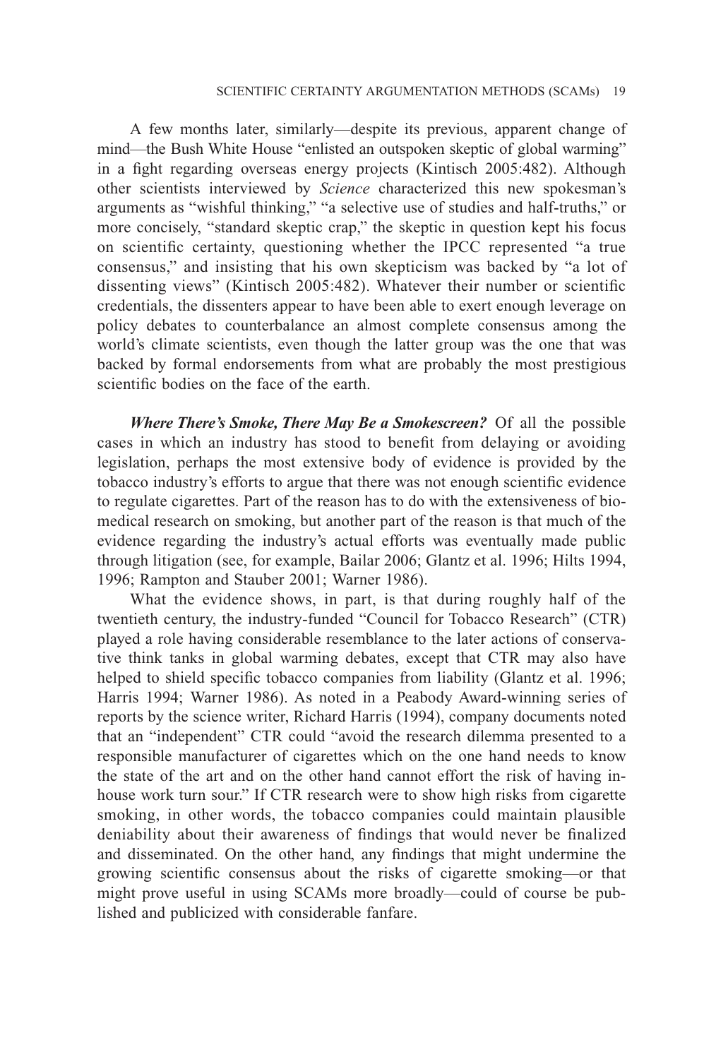A few months later, similarly—despite its previous, apparent change of mind—the Bush White House "enlisted an outspoken skeptic of global warming" in a fight regarding overseas energy projects (Kintisch 2005:482). Although other scientists interviewed by *Science* characterized this new spokesman's arguments as "wishful thinking," "a selective use of studies and half-truths," or more concisely, "standard skeptic crap," the skeptic in question kept his focus on scientific certainty, questioning whether the IPCC represented "a true consensus," and insisting that his own skepticism was backed by "a lot of dissenting views" (Kintisch 2005:482). Whatever their number or scientific credentials, the dissenters appear to have been able to exert enough leverage on policy debates to counterbalance an almost complete consensus among the world's climate scientists, even though the latter group was the one that was backed by formal endorsements from what are probably the most prestigious scientific bodies on the face of the earth.

***Where There's Smoke, There May Be a Smokescreen?*** Of all the possible cases in which an industry has stood to benefit from delaying or avoiding legislation, perhaps the most extensive body of evidence is provided by the tobacco industry's efforts to argue that there was not enough scientific evidence to regulate cigarettes. Part of the reason has to do with the extensiveness of bio-medical research on smoking, but another part of the reason is that much of the evidence regarding the industry's actual efforts was eventually made public through litigation (see, for example, Bailar 2006; Glantz et al. 1996; Hilts 1994, 1996; Rampton and Stauber 2001; Warner 1986).

What the evidence shows, in part, is that during roughly half of the twentieth century, the industry-funded "Council for Tobacco Research" (CTR) played a role having considerable resemblance to the later actions of conservative think tanks in global warming debates, except that CTR may also have helped to shield specific tobacco companies from liability (Glantz et al. 1996; Harris 1994; Warner 1986). As noted in a Peabody Award-winning series of reports by the science writer, Richard Harris (1994), company documents noted that an "independent" CTR could "avoid the research dilemma presented to a responsible manufacturer of cigarettes which on the one hand needs to know the state of the art and on the other hand cannot effort the risk of having in-house work turn sour." If CTR research were to show high risks from cigarette smoking, in other words, the tobacco companies could maintain plausible deniability about their awareness of findings that would never be finalized and disseminated. On the other hand, any findings that might undermine the growing scientific consensus about the risks of cigarette smoking—or that might prove useful in using SCAMs more broadly—could of course be published and publicized with considerable fanfare.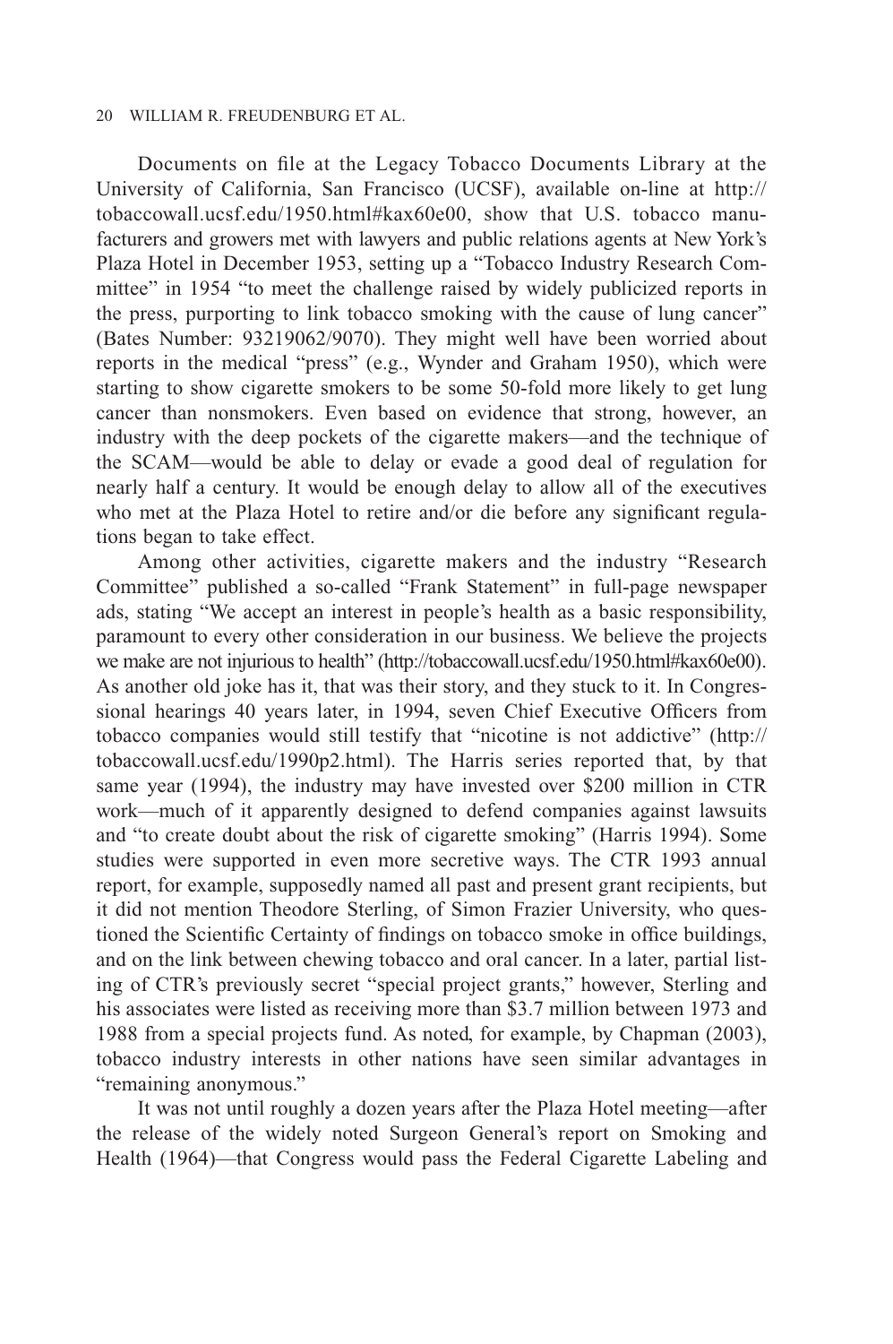Documents on file at the Legacy Tobacco Documents Library at the University of California, San Francisco (UCSF), available on-line at http://tobaccowall.ucsf.edu/1950.html#kax60e00, show that U.S. tobacco manufacturers and growers met with lawyers and public relations agents at New York's Plaza Hotel in December 1953, setting up a "Tobacco Industry Research Committee" in 1954 "to meet the challenge raised by widely publicized reports in the press, purporting to link tobacco smoking with the cause of lung cancer" (Bates Number: 93219062/9070). They might well have been worried about reports in the medical "press" (e.g., Wynder and Graham 1950), which were starting to show cigarette smokers to be some 50-fold more likely to get lung cancer than nonsmokers. Even based on evidence that strong, however, an industry with the deep pockets of the cigarette makers—and the technique of the SCAM—would be able to delay or evade a good deal of regulation for nearly half a century. It would be enough delay to allow all of the executives who met at the Plaza Hotel to retire and/or die before any significant regulations began to take effect.

Among other activities, cigarette makers and the industry "Research Committee" published a so-called "Frank Statement" in full-page newspaper ads, stating "We accept an interest in people's health as a basic responsibility, paramount to every other consideration in our business. We believe the projects we make are not injurious to health" (http://tobaccowall.ucsf.edu/1950.html#kax60e00). As another old joke has it, that was their story, and they stuck to it. In Congressional hearings 40 years later, in 1994, seven Chief Executive Officers from tobacco companies would still testify that "nicotine is not addictive" (http://tobaccowall.ucsf.edu/1990p2.html). The Harris series reported that, by that same year (1994), the industry may have invested over $200 million in CTR work—much of it apparently designed to defend companies against lawsuits and "to create doubt about the risk of cigarette smoking" (Harris 1994). Some studies were supported in even more secretive ways. The CTR 1993 annual report, for example, supposedly named all past and present grant recipients, but it did not mention Theodore Sterling, of Simon Frazier University, who questioned the Scientific Certainty of findings on tobacco smoke in office buildings, and on the link between chewing tobacco and oral cancer. In a later, partial listing of CTR's previously secret "special project grants," however, Sterling and his associates were listed as receiving more than $3.7 million between 1973 and 1988 from a special projects fund. As noted, for example, by Chapman (2003), tobacco industry interests in other nations have seen similar advantages in "remaining anonymous."

It was not until roughly a dozen years after the Plaza Hotel meeting—after the release of the widely noted Surgeon General's report on Smoking and Health (1964)—that Congress would pass the Federal Cigarette Labeling and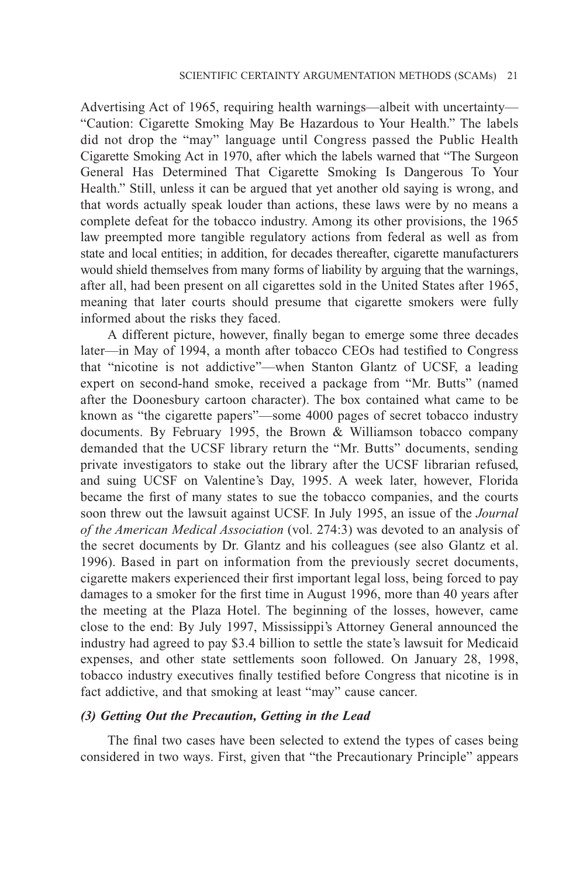Advertising Act of 1965, requiring health warnings—albeit with uncertainty—"Caution: Cigarette Smoking May Be Hazardous to Your Health." The labels did not drop the "may" language until Congress passed the Public Health Cigarette Smoking Act in 1970, after which the labels warned that "The Surgeon General Has Determined That Cigarette Smoking Is Dangerous To Your Health." Still, unless it can be argued that yet another old saying is wrong, and that words actually speak louder than actions, these laws were by no means a complete defeat for the tobacco industry. Among its other provisions, the 1965 law preempted more tangible regulatory actions from federal as well as from state and local entities; in addition, for decades thereafter, cigarette manufacturers would shield themselves from many forms of liability by arguing that the warnings, after all, had been present on all cigarettes sold in the United States after 1965, meaning that later courts should presume that cigarette smokers were fully informed about the risks they faced.

A different picture, however, finally began to emerge some three decades later—in May of 1994, a month after tobacco CEOs had testified to Congress that "nicotine is not addictive"—when Stanton Glantz of UCSF, a leading expert on second-hand smoke, received a package from "Mr. Butts" (named after the Doonesbury cartoon character). The box contained what came to be known as "the cigarette papers"—some 4000 pages of secret tobacco industry documents. By February 1995, the Brown & Williamson tobacco company demanded that the UCSF library return the "Mr. Butts" documents, sending private investigators to stake out the library after the UCSF librarian refused, and suing UCSF on Valentine's Day, 1995. A week later, however, Florida became the first of many states to sue the tobacco companies, and the courts soon threw out the lawsuit against UCSF. In July 1995, an issue of the *Journal of the American Medical Association* (vol. 274:3) was devoted to an analysis of the secret documents by Dr. Glantz and his colleagues (see also Glantz et al. 1996). Based in part on information from the previously secret documents, cigarette makers experienced their first important legal loss, being forced to pay damages to a smoker for the first time in August 1996, more than 40 years after the meeting at the Plaza Hotel. The beginning of the losses, however, came close to the end: By July 1997, Mississippi's Attorney General announced the industry had agreed to pay $3.4 billion to settle the state's lawsuit for Medicaid expenses, and other state settlements soon followed. On January 28, 1998, tobacco industry executives finally testified before Congress that nicotine is in fact addictive, and that smoking at least "may" cause cancer.

### *(3) Getting Out the Precaution, Getting in the Lead*

The final two cases have been selected to extend the types of cases being considered in two ways. First, given that "the Precautionary Principle" appears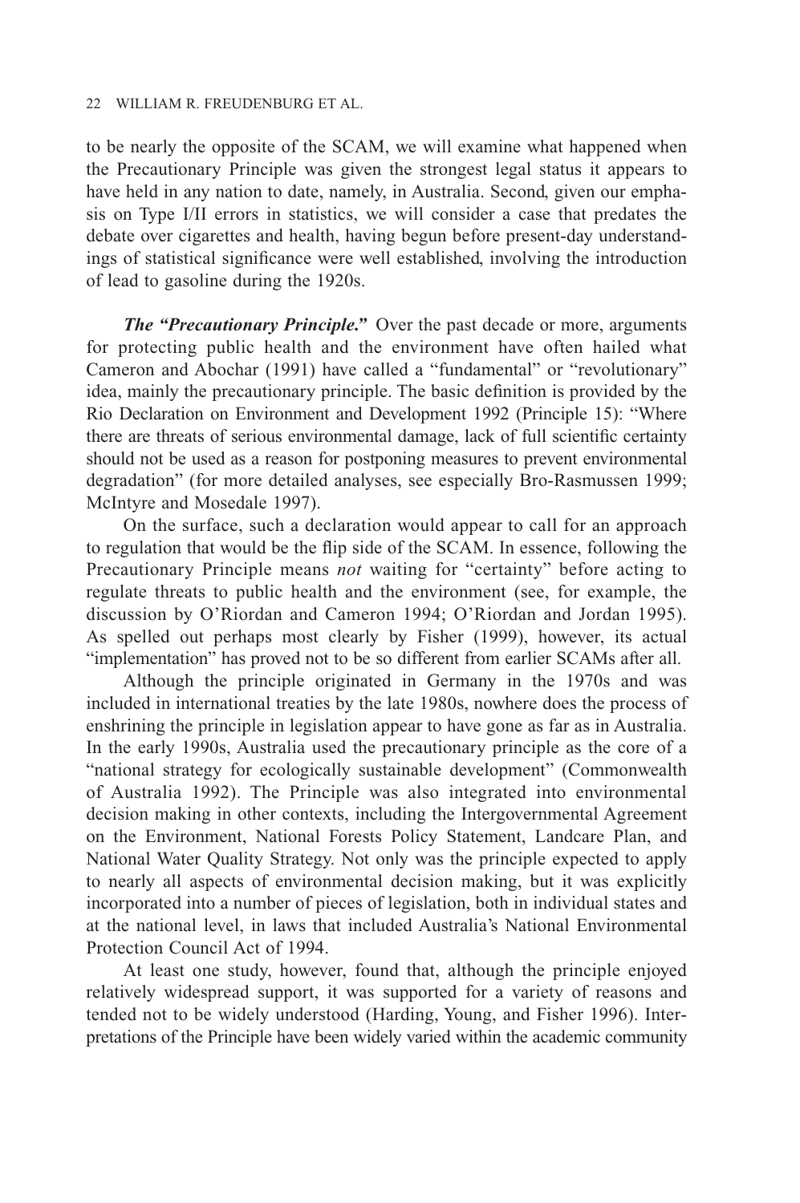to be nearly the opposite of the SCAM, we will examine what happened when the Precautionary Principle was given the strongest legal status it appears to have held in any nation to date, namely, in Australia. Second, given our emphasis on Type I/II errors in statistics, we will consider a case that predates the debate over cigarettes and health, having begun before present-day understandings of statistical significance were well established, involving the introduction of lead to gasoline during the 1920s.

***The "Precautionary Principle."*** Over the past decade or more, arguments for protecting public health and the environment have often hailed what Cameron and Abochar (1991) have called a "fundamental" or "revolutionary" idea, mainly the precautionary principle. The basic definition is provided by the Rio Declaration on Environment and Development 1992 (Principle 15): "Where there are threats of serious environmental damage, lack of full scientific certainty should not be used as a reason for postponing measures to prevent environmental degradation" (for more detailed analyses, see especially Bro-Rasmussen 1999; McIntyre and Mosedale 1997).

On the surface, such a declaration would appear to call for an approach to regulation that would be the flip side of the SCAM. In essence, following the Precautionary Principle means *not* waiting for "certainty" before acting to regulate threats to public health and the environment (see, for example, the discussion by O'Riordan and Cameron 1994; O'Riordan and Jordan 1995). As spelled out perhaps most clearly by Fisher (1999), however, its actual "implementation" has proved not to be so different from earlier SCAMs after all.

Although the principle originated in Germany in the 1970s and was included in international treaties by the late 1980s, nowhere does the process of enshrining the principle in legislation appear to have gone as far as in Australia. In the early 1990s, Australia used the precautionary principle as the core of a "national strategy for ecologically sustainable development" (Commonwealth of Australia 1992). The Principle was also integrated into environmental decision making in other contexts, including the Intergovernmental Agreement on the Environment, National Forests Policy Statement, Landcare Plan, and National Water Quality Strategy. Not only was the principle expected to apply to nearly all aspects of environmental decision making, but it was explicitly incorporated into a number of pieces of legislation, both in individual states and at the national level, in laws that included Australia's National Environmental Protection Council Act of 1994.

At least one study, however, found that, although the principle enjoyed relatively widespread support, it was supported for a variety of reasons and tended not to be widely understood (Harding, Young, and Fisher 1996). Interpretations of the Principle have been widely varied within the academic community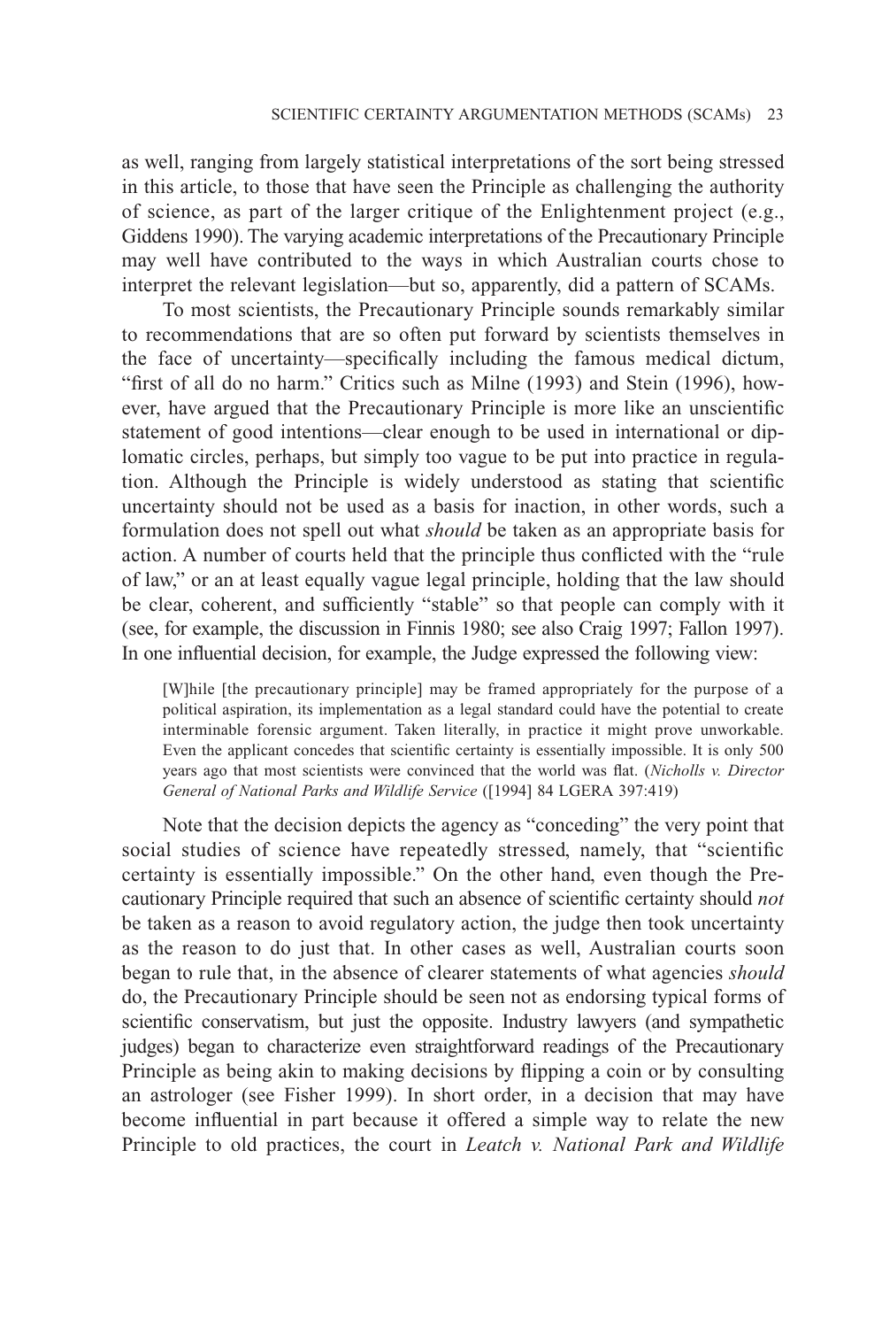as well, ranging from largely statistical interpretations of the sort being stressed in this article, to those that have seen the Principle as challenging the authority of science, as part of the larger critique of the Enlightenment project (e.g., Giddens 1990). The varying academic interpretations of the Precautionary Principle may well have contributed to the ways in which Australian courts chose to interpret the relevant legislation—but so, apparently, did a pattern of SCAMs.

To most scientists, the Precautionary Principle sounds remarkably similar to recommendations that are so often put forward by scientists themselves in the face of uncertainty—specifically including the famous medical dictum, "first of all do no harm." Critics such as Milne (1993) and Stein (1996), however, have argued that the Precautionary Principle is more like an unscientific statement of good intentions—clear enough to be used in international or diplomatic circles, perhaps, but simply too vague to be put into practice in regulation. Although the Principle is widely understood as stating that scientific uncertainty should not be used as a basis for inaction, in other words, such a formulation does not spell out what *should* be taken as an appropriate basis for action. A number of courts held that the principle thus conflicted with the "rule of law," or an at least equally vague legal principle, holding that the law should be clear, coherent, and sufficiently "stable" so that people can comply with it (see, for example, the discussion in Finnis 1980; see also Craig 1997; Fallon 1997). In one influential decision, for example, the Judge expressed the following view:

> [W]hile [the precautionary principle] may be framed appropriately for the purpose of a political aspiration, its implementation as a legal standard could have the potential to create interminable forensic argument. Taken literally, in practice it might prove unworkable. Even the applicant concedes that scientific certainty is essentially impossible. It is only 500 years ago that most scientists were convinced that the world was flat. (*Nicholls v. Director General of National Parks and Wildlife Service* ([1994] 84 LGERA 397:419)

Note that the decision depicts the agency as "conceding" the very point that social studies of science have repeatedly stressed, namely, that "scientific certainty is essentially impossible." On the other hand, even though the Precautionary Principle required that such an absence of scientific certainty should *not* be taken as a reason to avoid regulatory action, the judge then took uncertainty as the reason to do just that. In other cases as well, Australian courts soon began to rule that, in the absence of clearer statements of what agencies *should* do, the Precautionary Principle should be seen not as endorsing typical forms of scientific conservatism, but just the opposite. Industry lawyers (and sympathetic judges) began to characterize even straightforward readings of the Precautionary Principle as being akin to making decisions by flipping a coin or by consulting an astrologer (see Fisher 1999). In short order, in a decision that may have become influential in part because it offered a simple way to relate the new Principle to old practices, the court in *Leatch v. National Park and Wildlife*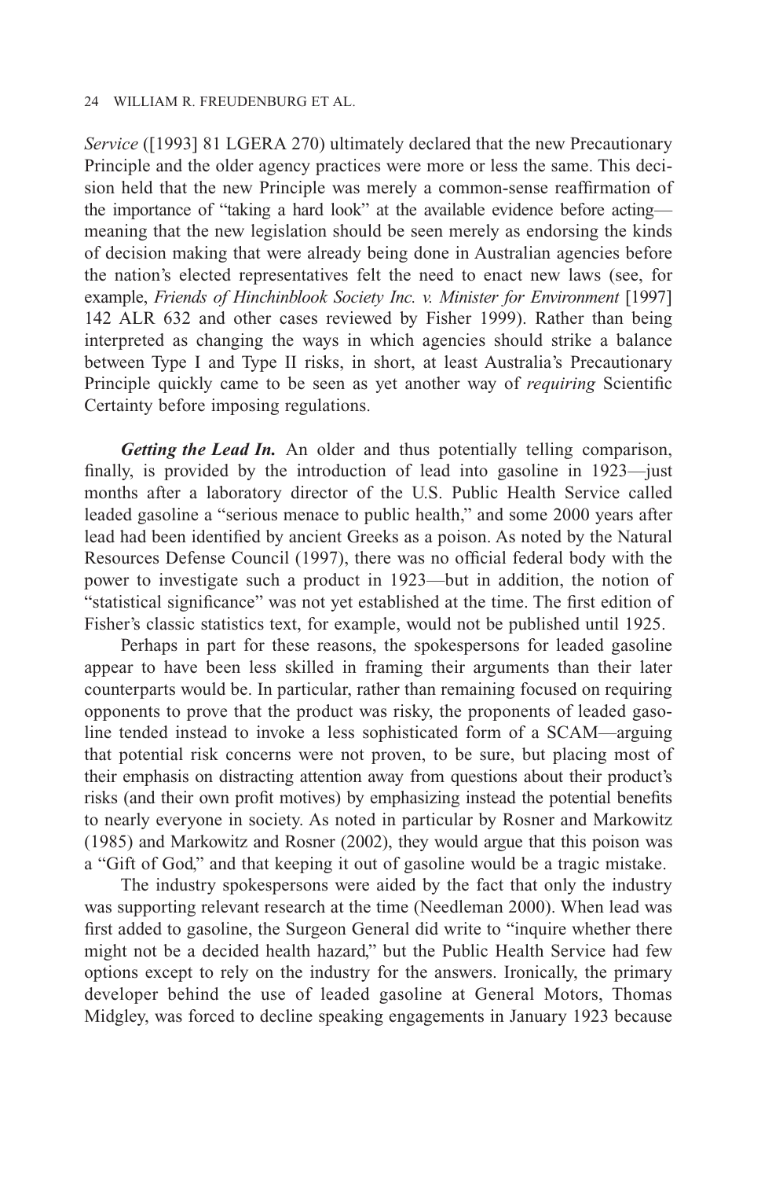*Service* ([1993] 81 LGERA 270) ultimately declared that the new Precautionary Principle and the older agency practices were more or less the same. This decision held that the new Principle was merely a common-sense reaffirmation of the importance of "taking a hard look" at the available evidence before acting—meaning that the new legislation should be seen merely as endorsing the kinds of decision making that were already being done in Australian agencies before the nation's elected representatives felt the need to enact new laws (see, for example, *Friends of Hinchinblook Society Inc. v. Minister for Environment* [1997] 142 ALR 632 and other cases reviewed by Fisher 1999). Rather than being interpreted as changing the ways in which agencies should strike a balance between Type I and Type II risks, in short, at least Australia's Precautionary Principle quickly came to be seen as yet another way of *requiring* Scientific Certainty before imposing regulations.

***Getting the Lead In.*** An older and thus potentially telling comparison, finally, is provided by the introduction of lead into gasoline in 1923—just months after a laboratory director of the U.S. Public Health Service called leaded gasoline a "serious menace to public health," and some 2000 years after lead had been identified by ancient Greeks as a poison. As noted by the Natural Resources Defense Council (1997), there was no official federal body with the power to investigate such a product in 1923—but in addition, the notion of "statistical significance" was not yet established at the time. The first edition of Fisher's classic statistics text, for example, would not be published until 1925.

Perhaps in part for these reasons, the spokespersons for leaded gasoline appear to have been less skilled in framing their arguments than their later counterparts would be. In particular, rather than remaining focused on requiring opponents to prove that the product was risky, the proponents of leaded gasoline tended instead to invoke a less sophisticated form of a SCAM—arguing that potential risk concerns were not proven, to be sure, but placing most of their emphasis on distracting attention away from questions about their product's risks (and their own profit motives) by emphasizing instead the potential benefits to nearly everyone in society. As noted in particular by Rosner and Markowitz (1985) and Markowitz and Rosner (2002), they would argue that this poison was a "Gift of God," and that keeping it out of gasoline would be a tragic mistake.

The industry spokespersons were aided by the fact that only the industry was supporting relevant research at the time (Needleman 2000). When lead was first added to gasoline, the Surgeon General did write to "inquire whether there might not be a decided health hazard," but the Public Health Service had few options except to rely on the industry for the answers. Ironically, the primary developer behind the use of leaded gasoline at General Motors, Thomas Midgley, was forced to decline speaking engagements in January 1923 because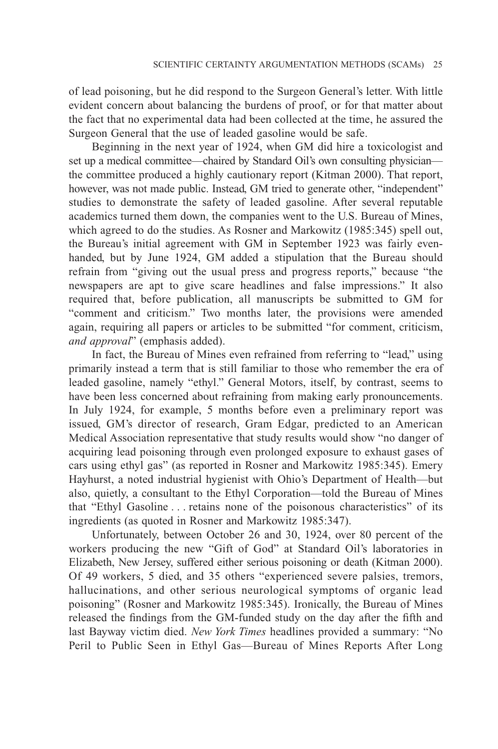of lead poisoning, but he did respond to the Surgeon General's letter. With little evident concern about balancing the burdens of proof, or for that matter about the fact that no experimental data had been collected at the time, he assured the Surgeon General that the use of leaded gasoline would be safe.

Beginning in the next year of 1924, when GM did hire a toxicologist and set up a medical committee—chaired by Standard Oil's own consulting physician—the committee produced a highly cautionary report (Kitman 2000). That report, however, was not made public. Instead, GM tried to generate other, "independent" studies to demonstrate the safety of leaded gasoline. After several reputable academics turned them down, the companies went to the U.S. Bureau of Mines, which agreed to do the studies. As Rosner and Markowitz (1985:345) spell out, the Bureau's initial agreement with GM in September 1923 was fairly even-handed, but by June 1924, GM added a stipulation that the Bureau should refrain from "giving out the usual press and progress reports," because "the newspapers are apt to give scare headlines and false impressions." It also required that, before publication, all manuscripts be submitted to GM for "comment and criticism." Two months later, the provisions were amended again, requiring all papers or articles to be submitted "for comment, criticism, *and approval*" (emphasis added).

In fact, the Bureau of Mines even refrained from referring to "lead," using primarily instead a term that is still familiar to those who remember the era of leaded gasoline, namely "ethyl." General Motors, itself, by contrast, seems to have been less concerned about refraining from making early pronouncements. In July 1924, for example, 5 months before even a preliminary report was issued, GM's director of research, Gram Edgar, predicted to an American Medical Association representative that study results would show "no danger of acquiring lead poisoning through even prolonged exposure to exhaust gases of cars using ethyl gas" (as reported in Rosner and Markowitz 1985:345). Emery Hayhurst, a noted industrial hygienist with Ohio's Department of Health—but also, quietly, a consultant to the Ethyl Corporation—told the Bureau of Mines that "Ethyl Gasoline . . . retains none of the poisonous characteristics" of its ingredients (as quoted in Rosner and Markowitz 1985:347).

Unfortunately, between October 26 and 30, 1924, over 80 percent of the workers producing the new "Gift of God" at Standard Oil's laboratories in Elizabeth, New Jersey, suffered either serious poisoning or death (Kitman 2000). Of 49 workers, 5 died, and 35 others "experienced severe palsies, tremors, hallucinations, and other serious neurological symptoms of organic lead poisoning" (Rosner and Markowitz 1985:345). Ironically, the Bureau of Mines released the findings from the GM-funded study on the day after the fifth and last Bayway victim died. *New York Times* headlines provided a summary: "No Peril to Public Seen in Ethyl Gas—Bureau of Mines Reports After Long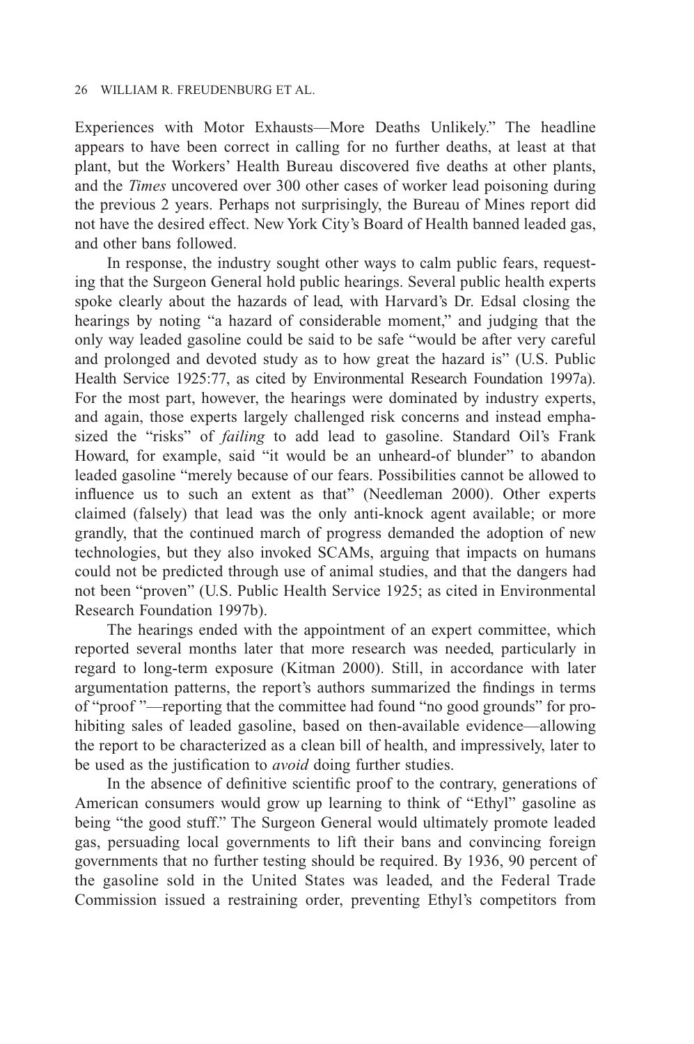Experiences with Motor Exhausts—More Deaths Unlikely." The headline appears to have been correct in calling for no further deaths, at least at that plant, but the Workers' Health Bureau discovered five deaths at other plants, and the *Times* uncovered over 300 other cases of worker lead poisoning during the previous 2 years. Perhaps not surprisingly, the Bureau of Mines report did not have the desired effect. New York City's Board of Health banned leaded gas, and other bans followed.

In response, the industry sought other ways to calm public fears, requesting that the Surgeon General hold public hearings. Several public health experts spoke clearly about the hazards of lead, with Harvard's Dr. Edsal closing the hearings by noting "a hazard of considerable moment," and judging that the only way leaded gasoline could be said to be safe "would be after very careful and prolonged and devoted study as to how great the hazard is" (U.S. Public Health Service 1925:77, as cited by Environmental Research Foundation 1997a). For the most part, however, the hearings were dominated by industry experts, and again, those experts largely challenged risk concerns and instead emphasized the "risks" of *failing* to add lead to gasoline. Standard Oil's Frank Howard, for example, said "it would be an unheard-of blunder" to abandon leaded gasoline "merely because of our fears. Possibilities cannot be allowed to influence us to such an extent as that" (Needleman 2000). Other experts claimed (falsely) that lead was the only anti-knock agent available; or more grandly, that the continued march of progress demanded the adoption of new technologies, but they also invoked SCAMs, arguing that impacts on humans could not be predicted through use of animal studies, and that the dangers had not been "proven" (U.S. Public Health Service 1925; as cited in Environmental Research Foundation 1997b).

The hearings ended with the appointment of an expert committee, which reported several months later that more research was needed, particularly in regard to long-term exposure (Kitman 2000). Still, in accordance with later argumentation patterns, the report's authors summarized the findings in terms of "proof "—reporting that the committee had found "no good grounds" for prohibiting sales of leaded gasoline, based on then-available evidence—allowing the report to be characterized as a clean bill of health, and impressively, later to be used as the justification to *avoid* doing further studies.

In the absence of definitive scientific proof to the contrary, generations of American consumers would grow up learning to think of "Ethyl" gasoline as being "the good stuff." The Surgeon General would ultimately promote leaded gas, persuading local governments to lift their bans and convincing foreign governments that no further testing should be required. By 1936, 90 percent of the gasoline sold in the United States was leaded, and the Federal Trade Commission issued a restraining order, preventing Ethyl's competitors from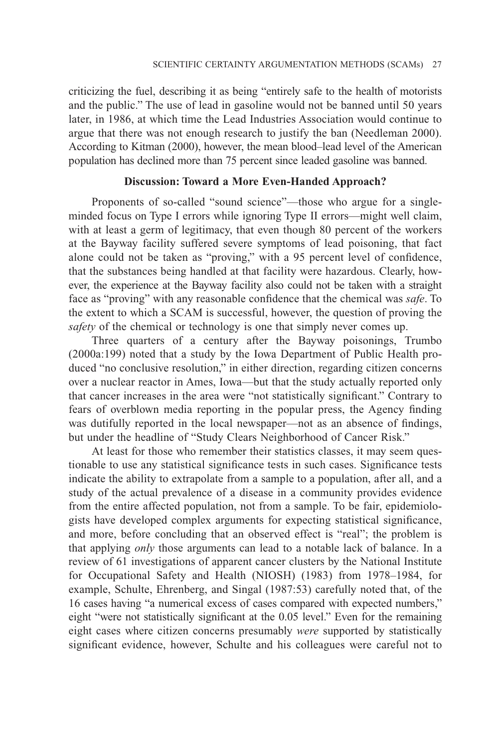criticizing the fuel, describing it as being "entirely safe to the health of motorists and the public." The use of lead in gasoline would not be banned until 50 years later, in 1986, at which time the Lead Industries Association would continue to argue that there was not enough research to justify the ban (Needleman 2000). According to Kitman (2000), however, the mean blood–lead level of the American population has declined more than 75 percent since leaded gasoline was banned.

## Discussion: Toward a More Even-Handed Approach?

Proponents of so-called "sound science"—those who argue for a single-minded focus on Type I errors while ignoring Type II errors—might well claim, with at least a germ of legitimacy, that even though 80 percent of the workers at the Bayway facility suffered severe symptoms of lead poisoning, that fact alone could not be taken as "proving," with a 95 percent level of confidence, that the substances being handled at that facility were hazardous. Clearly, however, the experience at the Bayway facility also could not be taken with a straight face as "proving" with any reasonable confidence that the chemical was *safe*. To the extent to which a SCAM is successful, however, the question of proving the *safety* of the chemical or technology is one that simply never comes up.

Three quarters of a century after the Bayway poisonings, Trumbo (2000a:199) noted that a study by the Iowa Department of Public Health produced "no conclusive resolution," in either direction, regarding citizen concerns over a nuclear reactor in Ames, Iowa—but that the study actually reported only that cancer increases in the area were "not statistically significant." Contrary to fears of overblown media reporting in the popular press, the Agency finding was dutifully reported in the local newspaper—not as an absence of findings, but under the headline of "Study Clears Neighborhood of Cancer Risk."

At least for those who remember their statistics classes, it may seem questionable to use any statistical significance tests in such cases. Significance tests indicate the ability to extrapolate from a sample to a population, after all, and a study of the actual prevalence of a disease in a community provides evidence from the entire affected population, not from a sample. To be fair, epidemiologists have developed complex arguments for expecting statistical significance, and more, before concluding that an observed effect is "real"; the problem is that applying *only* those arguments can lead to a notable lack of balance. In a review of 61 investigations of apparent cancer clusters by the National Institute for Occupational Safety and Health (NIOSH) (1983) from 1978–1984, for example, Schulte, Ehrenberg, and Singal (1987:53) carefully noted that, of the 16 cases having "a numerical excess of cases compared with expected numbers," eight "were not statistically significant at the 0.05 level." Even for the remaining eight cases where citizen concerns presumably *were* supported by statistically significant evidence, however, Schulte and his colleagues were careful not to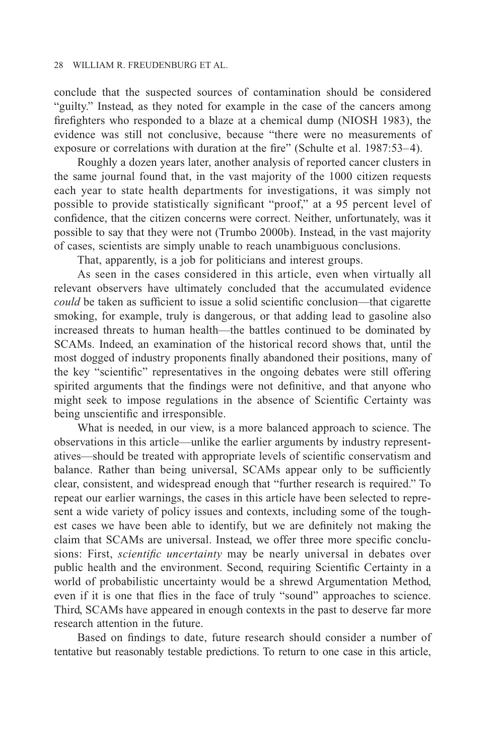conclude that the suspected sources of contamination should be considered "guilty." Instead, as they noted for example in the case of the cancers among firefighters who responded to a blaze at a chemical dump (NIOSH 1983), the evidence was still not conclusive, because "there were no measurements of exposure or correlations with duration at the fire" (Schulte et al. 1987:53–4).

Roughly a dozen years later, another analysis of reported cancer clusters in the same journal found that, in the vast majority of the 1000 citizen requests each year to state health departments for investigations, it was simply not possible to provide statistically significant "proof," at a 95 percent level of confidence, that the citizen concerns were correct. Neither, unfortunately, was it possible to say that they were not (Trumbo 2000b). Instead, in the vast majority of cases, scientists are simply unable to reach unambiguous conclusions.

That, apparently, is a job for politicians and interest groups.

As seen in the cases considered in this article, even when virtually all relevant observers have ultimately concluded that the accumulated evidence *could* be taken as sufficient to issue a solid scientific conclusion—that cigarette smoking, for example, truly is dangerous, or that adding lead to gasoline also increased threats to human health—the battles continued to be dominated by SCAMs. Indeed, an examination of the historical record shows that, until the most dogged of industry proponents finally abandoned their positions, many of the key "scientific" representatives in the ongoing debates were still offering spirited arguments that the findings were not definitive, and that anyone who might seek to impose regulations in the absence of Scientific Certainty was being unscientific and irresponsible.

What is needed, in our view, is a more balanced approach to science. The observations in this article—unlike the earlier arguments by industry representatives—should be treated with appropriate levels of scientific conservatism and balance. Rather than being universal, SCAMs appear only to be sufficiently clear, consistent, and widespread enough that "further research is required." To repeat our earlier warnings, the cases in this article have been selected to represent a wide variety of policy issues and contexts, including some of the toughest cases we have been able to identify, but we are definitely not making the claim that SCAMs are universal. Instead, we offer three more specific conclusions: First, *scientific uncertainty* may be nearly universal in debates over public health and the environment. Second, requiring Scientific Certainty in a world of probabilistic uncertainty would be a shrewd Argumentation Method, even if it is one that flies in the face of truly "sound" approaches to science. Third, SCAMs have appeared in enough contexts in the past to deserve far more research attention in the future.

Based on findings to date, future research should consider a number of tentative but reasonably testable predictions. To return to one case in this article,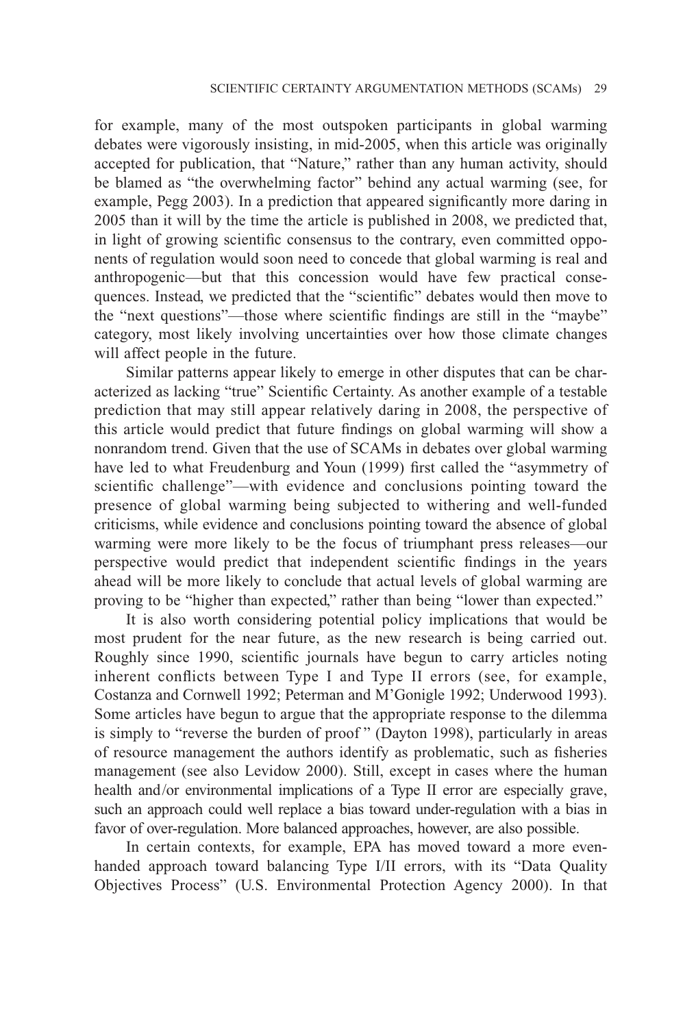for example, many of the most outspoken participants in global warming debates were vigorously insisting, in mid-2005, when this article was originally accepted for publication, that "Nature," rather than any human activity, should be blamed as "the overwhelming factor" behind any actual warming (see, for example, Pegg 2003). In a prediction that appeared significantly more daring in 2005 than it will by the time the article is published in 2008, we predicted that, in light of growing scientific consensus to the contrary, even committed opponents of regulation would soon need to concede that global warming is real and anthropogenic—but that this concession would have few practical consequences. Instead, we predicted that the "scientific" debates would then move to the "next questions"—those where scientific findings are still in the "maybe" category, most likely involving uncertainties over how those climate changes will affect people in the future.

Similar patterns appear likely to emerge in other disputes that can be characterized as lacking "true" Scientific Certainty. As another example of a testable prediction that may still appear relatively daring in 2008, the perspective of this article would predict that future findings on global warming will show a nonrandom trend. Given that the use of SCAMs in debates over global warming have led to what Freudenburg and Youn (1999) first called the "asymmetry of scientific challenge"—with evidence and conclusions pointing toward the presence of global warming being subjected to withering and well-funded criticisms, while evidence and conclusions pointing toward the absence of global warming were more likely to be the focus of triumphant press releases—our perspective would predict that independent scientific findings in the years ahead will be more likely to conclude that actual levels of global warming are proving to be "higher than expected," rather than being "lower than expected."

It is also worth considering potential policy implications that would be most prudent for the near future, as the new research is being carried out. Roughly since 1990, scientific journals have begun to carry articles noting inherent conflicts between Type I and Type II errors (see, for example, Costanza and Cornwell 1992; Peterman and M'Gonigle 1992; Underwood 1993). Some articles have begun to argue that the appropriate response to the dilemma is simply to "reverse the burden of proof" (Dayton 1998), particularly in areas of resource management the authors identify as problematic, such as fisheries management (see also Levidow 2000). Still, except in cases where the human health and/or environmental implications of a Type II error are especially grave, such an approach could well replace a bias toward under-regulation with a bias in favor of over-regulation. More balanced approaches, however, are also possible.

In certain contexts, for example, EPA has moved toward a more even-handed approach toward balancing Type I/II errors, with its "Data Quality Objectives Process" (U.S. Environmental Protection Agency 2000). In that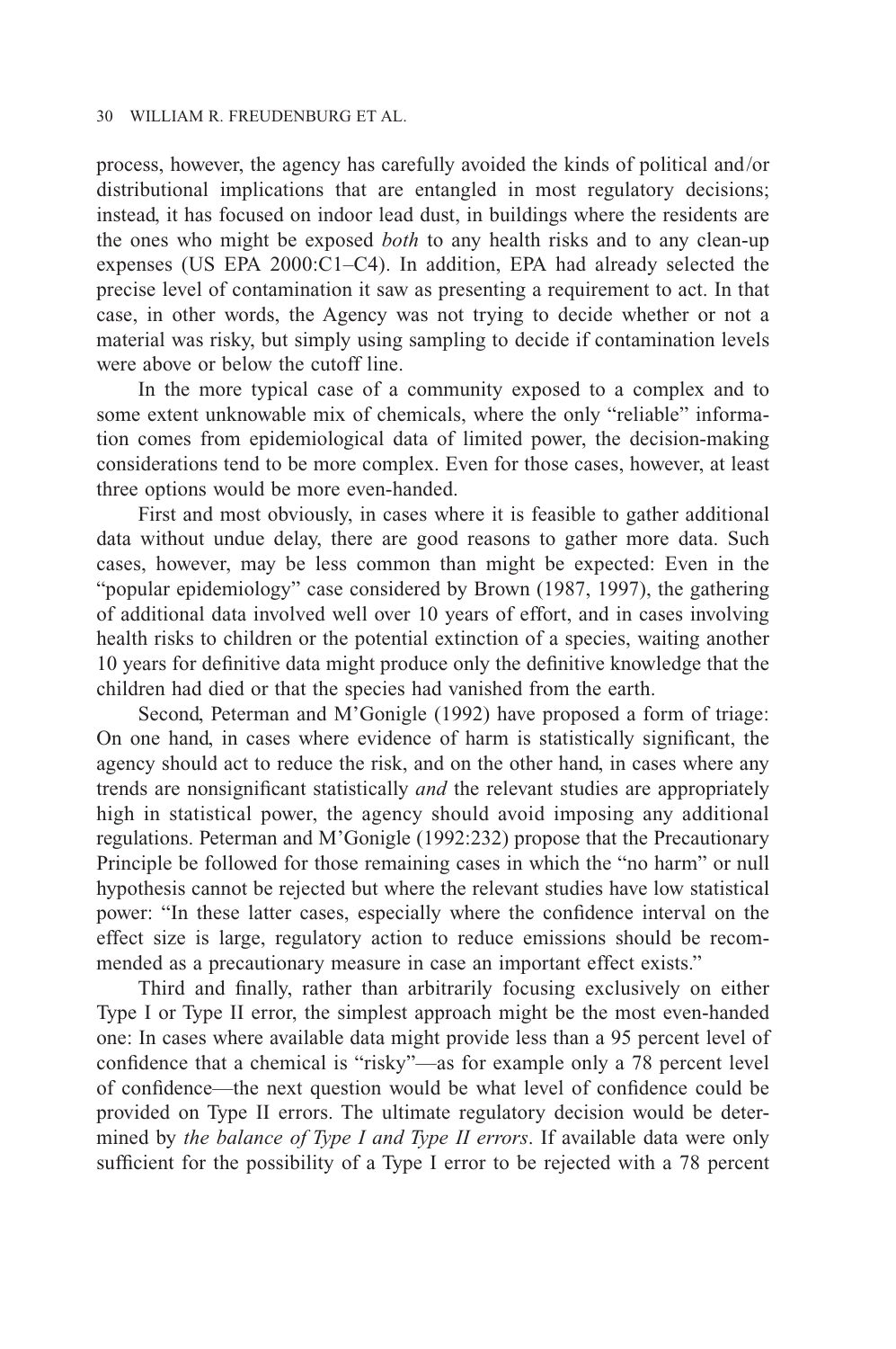process, however, the agency has carefully avoided the kinds of political and/or distributional implications that are entangled in most regulatory decisions; instead, it has focused on indoor lead dust, in buildings where the residents are the ones who might be exposed *both* to any health risks and to any clean-up expenses (US EPA 2000:C1–C4). In addition, EPA had already selected the precise level of contamination it saw as presenting a requirement to act. In that case, in other words, the Agency was not trying to decide whether or not a material was risky, but simply using sampling to decide if contamination levels were above or below the cutoff line.

In the more typical case of a community exposed to a complex and to some extent unknowable mix of chemicals, where the only "reliable" information comes from epidemiological data of limited power, the decision-making considerations tend to be more complex. Even for those cases, however, at least three options would be more even-handed.

First and most obviously, in cases where it is feasible to gather additional data without undue delay, there are good reasons to gather more data. Such cases, however, may be less common than might be expected: Even in the "popular epidemiology" case considered by Brown (1987, 1997), the gathering of additional data involved well over 10 years of effort, and in cases involving health risks to children or the potential extinction of a species, waiting another 10 years for definitive data might produce only the definitive knowledge that the children had died or that the species had vanished from the earth.

Second, Peterman and M'Gonigle (1992) have proposed a form of triage: On one hand, in cases where evidence of harm is statistically significant, the agency should act to reduce the risk, and on the other hand, in cases where any trends are nonsignificant statistically *and* the relevant studies are appropriately high in statistical power, the agency should avoid imposing any additional regulations. Peterman and M'Gonigle (1992:232) propose that the Precautionary Principle be followed for those remaining cases in which the "no harm" or null hypothesis cannot be rejected but where the relevant studies have low statistical power: "In these latter cases, especially where the confidence interval on the effect size is large, regulatory action to reduce emissions should be recommended as a precautionary measure in case an important effect exists."

Third and finally, rather than arbitrarily focusing exclusively on either Type I or Type II error, the simplest approach might be the most even-handed one: In cases where available data might provide less than a 95 percent level of confidence that a chemical is "risky"—as for example only a 78 percent level of confidence—the next question would be what level of confidence could be provided on Type II errors. The ultimate regulatory decision would be determined by *the balance of Type I and Type II errors*. If available data were only sufficient for the possibility of a Type I error to be rejected with a 78 percent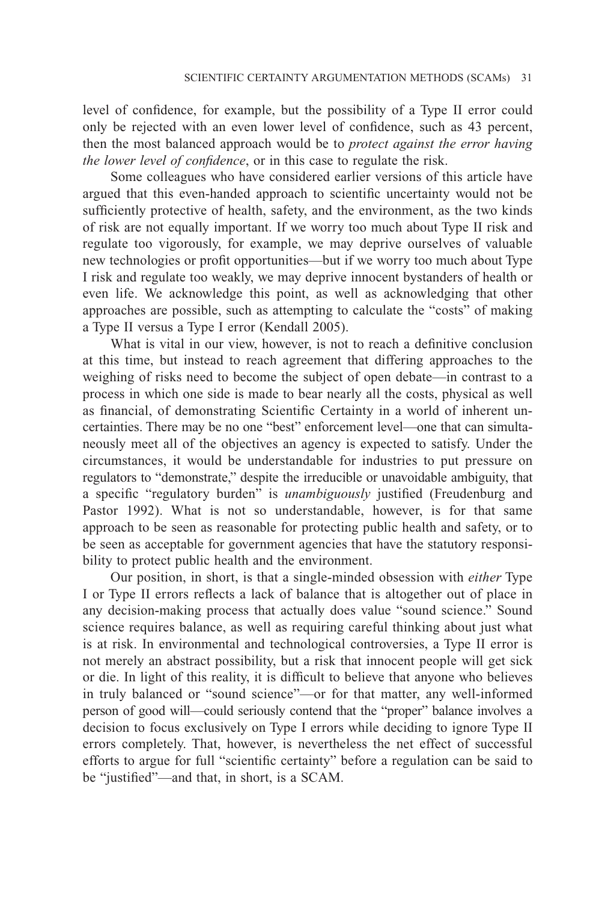level of confidence, for example, but the possibility of a Type II error could only be rejected with an even lower level of confidence, such as 43 percent, then the most balanced approach would be to *protect against the error having the lower level of confidence*, or in this case to regulate the risk.

Some colleagues who have considered earlier versions of this article have argued that this even-handed approach to scientific uncertainty would not be sufficiently protective of health, safety, and the environment, as the two kinds of risk are not equally important. If we worry too much about Type II risk and regulate too vigorously, for example, we may deprive ourselves of valuable new technologies or profit opportunities—but if we worry too much about Type I risk and regulate too weakly, we may deprive innocent bystanders of health or even life. We acknowledge this point, as well as acknowledging that other approaches are possible, such as attempting to calculate the "costs" of making a Type II versus a Type I error (Kendall 2005).

What is vital in our view, however, is not to reach a definitive conclusion at this time, but instead to reach agreement that differing approaches to the weighing of risks need to become the subject of open debate—in contrast to a process in which one side is made to bear nearly all the costs, physical as well as financial, of demonstrating Scientific Certainty in a world of inherent uncertainties. There may be no one "best" enforcement level—one that can simultaneously meet all of the objectives an agency is expected to satisfy. Under the circumstances, it would be understandable for industries to put pressure on regulators to "demonstrate," despite the irreducible or unavoidable ambiguity, that a specific "regulatory burden" is *unambiguously* justified (Freudenburg and Pastor 1992). What is not so understandable, however, is for that same approach to be seen as reasonable for protecting public health and safety, or to be seen as acceptable for government agencies that have the statutory responsibility to protect public health and the environment.

Our position, in short, is that a single-minded obsession with *either* Type I or Type II errors reflects a lack of balance that is altogether out of place in any decision-making process that actually does value "sound science." Sound science requires balance, as well as requiring careful thinking about just what is at risk. In environmental and technological controversies, a Type II error is not merely an abstract possibility, but a risk that innocent people will get sick or die. In light of this reality, it is difficult to believe that anyone who believes in truly balanced or "sound science"—or for that matter, any well-informed person of good will—could seriously contend that the "proper" balance involves a decision to focus exclusively on Type I errors while deciding to ignore Type II errors completely. That, however, is nevertheless the net effect of successful efforts to argue for full "scientific certainty" before a regulation can be said to be "justified"—and that, in short, is a SCAM.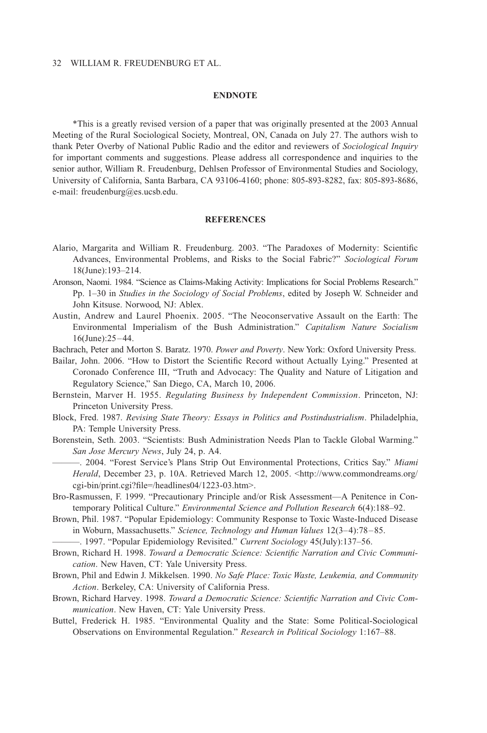## ENDNOTE

*This is a greatly revised version of a paper that was originally presented at the 2003 Annual Meeting of the Rural Sociological Society, Montreal, ON, Canada on July 27. The authors wish to thank Peter Overby of National Public Radio and the editor and reviewers of *Sociological Inquiry* for important comments and suggestions. Please address all correspondence and inquiries to the senior author, William R. Freudenburg, Dehlsen Professor of Environmental Studies and Sociology, University of California, Santa Barbara, CA 93106-4160; phone: 805-893-8282, fax: 805-893-8686, e-mail: freudenburg@es.ucsb.edu.

## REFERENCES

Alario, Margarita and William R. Freudenburg. 2003. "The Paradoxes of Modernity: Scientific Advances, Environmental Problems, and Risks to the Social Fabric?" *Sociological Forum* 18(June):193–214.

Aronson, Naomi. 1984. "Science as Claims-Making Activity: Implications for Social Problems Research." Pp. 1–30 in *Studies in the Sociology of Social Problems*, edited by Joseph W. Schneider and John Kitsuse. Norwood, NJ: Ablex.

Austin, Andrew and Laurel Phoenix. 2005. "The Neoconservative Assault on the Earth: The Environmental Imperialism of the Bush Administration." *Capitalism Nature Socialism* 16(June):25–44.

Bachrach, Peter and Morton S. Baratz. 1970. *Power and Poverty*. New York: Oxford University Press.

Bailar, John. 2006. "How to Distort the Scientific Record without Actually Lying." Presented at Coronado Conference III, "Truth and Advocacy: The Quality and Nature of Litigation and Regulatory Science," San Diego, CA, March 10, 2006.

Bernstein, Marver H. 1955. *Regulating Business by Independent Commission*. Princeton, NJ: Princeton University Press.

Block, Fred. 1987. *Revising State Theory: Essays in Politics and Postindustrialism*. Philadelphia, PA: Temple University Press.

Borenstein, Seth. 2003. "Scientists: Bush Administration Needs Plan to Tackle Global Warming." *San Jose Mercury News*, July 24, p. A4.

———. 2004. "Forest Service's Plans Strip Out Environmental Protections, Critics Say." *Miami Herald*, December 23, p. 10A. Retrieved March 12, 2005. <http://www.commondreams.org/cgi-bin/print.cgi?file=/headlines04/1223-03.htm>.

Bro-Rasmussen, F. 1999. "Precautionary Principle and/or Risk Assessment—A Penitence in Contemporary Political Culture." *Environmental Science and Pollution Research* 6(4):188–92.

Brown, Phil. 1987. "Popular Epidemiology: Community Response to Toxic Waste-Induced Disease in Woburn, Massachusetts." *Science, Technology and Human Values* 12(3–4):78–85.

———. 1997. "Popular Epidemiology Revisited." *Current Sociology* 45(July):137–56.

Brown, Richard H. 1998. *Toward a Democratic Science: Scientific Narration and Civic Communication*. New Haven, CT: Yale University Press.

Brown, Phil and Edwin J. Mikkelsen. 1990. *No Safe Place: Toxic Waste, Leukemia, and Community Action*. Berkeley, CA: University of California Press.

Brown, Richard Harvey. 1998. *Toward a Democratic Science: Scientific Narration and Civic Communication*. New Haven, CT: Yale University Press.

Buttel, Frederick H. 1985. "Environmental Quality and the State: Some Political-Sociological Observations on Environmental Regulation." *Research in Political Sociology* 1:167–88.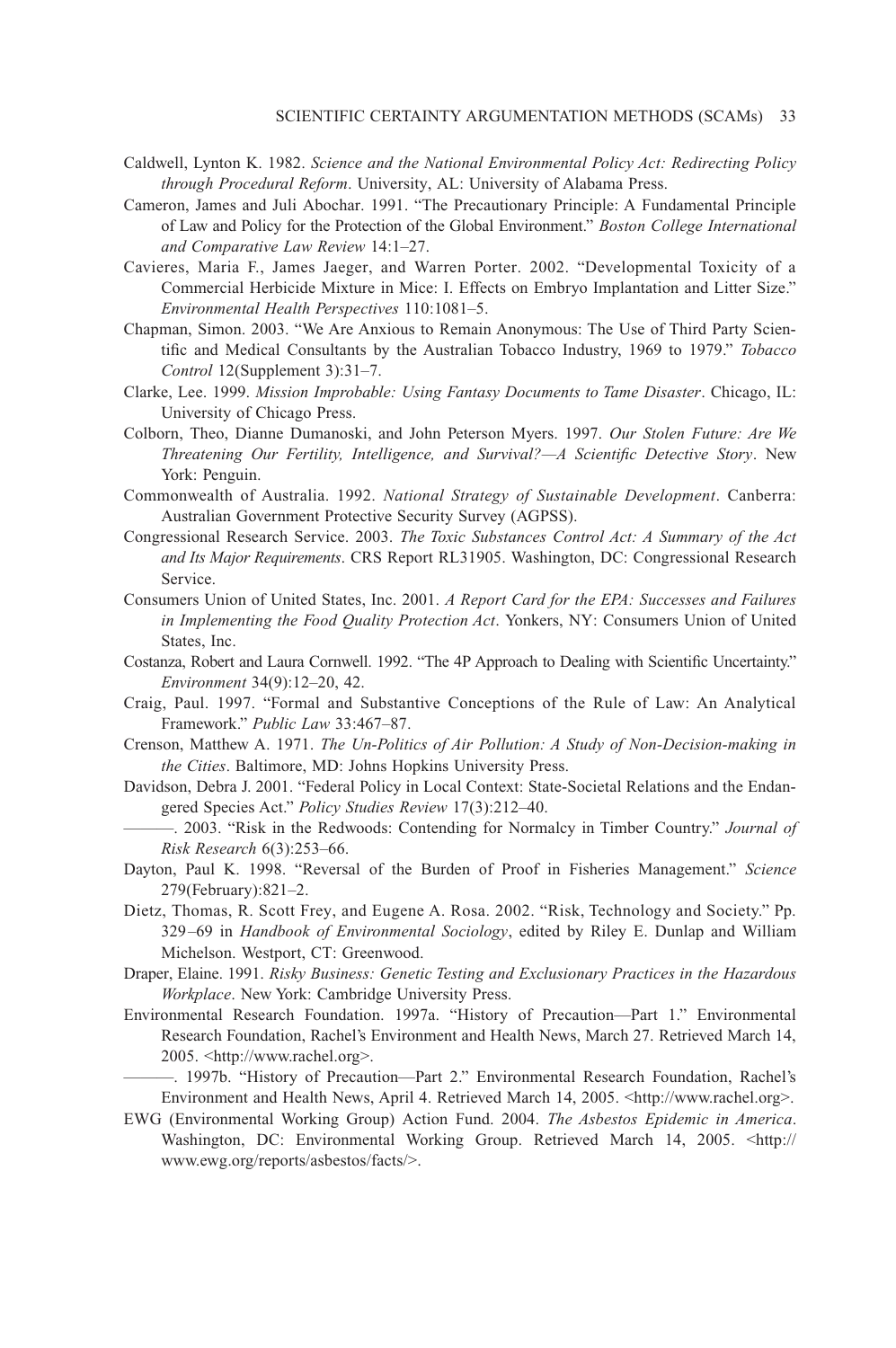Caldwell, Lynton K. 1982. *Science and the National Environmental Policy Act: Redirecting Policy through Procedural Reform*. University, AL: University of Alabama Press.

Cameron, James and Juli Abochar. 1991. "The Precautionary Principle: A Fundamental Principle of Law and Policy for the Protection of the Global Environment." *Boston College International and Comparative Law Review* 14:1–27.

Cavieres, Maria F., James Jaeger, and Warren Porter. 2002. "Developmental Toxicity of a Commercial Herbicide Mixture in Mice: I. Effects on Embryo Implantation and Litter Size." *Environmental Health Perspectives* 110:1081–5.

Chapman, Simon. 2003. "We Are Anxious to Remain Anonymous: The Use of Third Party Scientific and Medical Consultants by the Australian Tobacco Industry, 1969 to 1979." *Tobacco Control* 12(Supplement 3):31–7.

Clarke, Lee. 1999. *Mission Improbable: Using Fantasy Documents to Tame Disaster*. Chicago, IL: University of Chicago Press.

Colborn, Theo, Dianne Dumanoski, and John Peterson Myers. 1997. *Our Stolen Future: Are We Threatening Our Fertility, Intelligence, and Survival?—A Scientific Detective Story*. New York: Penguin.

Commonwealth of Australia. 1992. *National Strategy of Sustainable Development*. Canberra: Australian Government Protective Security Survey (AGPSS).

Congressional Research Service. 2003. *The Toxic Substances Control Act: A Summary of the Act and Its Major Requirements*. CRS Report RL31905. Washington, DC: Congressional Research Service.

Consumers Union of United States, Inc. 2001. *A Report Card for the EPA: Successes and Failures in Implementing the Food Quality Protection Act*. Yonkers, NY: Consumers Union of United States, Inc.

Costanza, Robert and Laura Cornwell. 1992. "The 4P Approach to Dealing with Scientific Uncertainty." *Environment* 34(9):12–20, 42.

Craig, Paul. 1997. "Formal and Substantive Conceptions of the Rule of Law: An Analytical Framework." *Public Law* 33:467–87.

Crenson, Matthew A. 1971. *The Un-Politics of Air Pollution: A Study of Non-Decision-making in the Cities*. Baltimore, MD: Johns Hopkins University Press.

Davidson, Debra J. 2001. "Federal Policy in Local Context: State-Societal Relations and the Endangered Species Act." *Policy Studies Review* 17(3):212–40.

———. 2003. "Risk in the Redwoods: Contending for Normalcy in Timber Country." *Journal of Risk Research* 6(3):253–66.

Dayton, Paul K. 1998. "Reversal of the Burden of Proof in Fisheries Management." *Science* 279(February):821–2.

Dietz, Thomas, R. Scott Frey, and Eugene A. Rosa. 2002. "Risk, Technology and Society." Pp. 329–69 in *Handbook of Environmental Sociology*, edited by Riley E. Dunlap and William Michelson. Westport, CT: Greenwood.

Draper, Elaine. 1991. *Risky Business: Genetic Testing and Exclusionary Practices in the Hazardous Workplace*. New York: Cambridge University Press.

Environmental Research Foundation. 1997a. "History of Precaution—Part 1." Environmental Research Foundation, Rachel's Environment and Health News, March 27. Retrieved March 14, 2005. <http://www.rachel.org>.

———. 1997b. "History of Precaution—Part 2." Environmental Research Foundation, Rachel's Environment and Health News, April 4. Retrieved March 14, 2005. <http://www.rachel.org>.

EWG (Environmental Working Group) Action Fund. 2004. *The Asbestos Epidemic in America*. Washington, DC: Environmental Working Group. Retrieved March 14, 2005. <http://www.ewg.org/reports/asbestos/facts/>.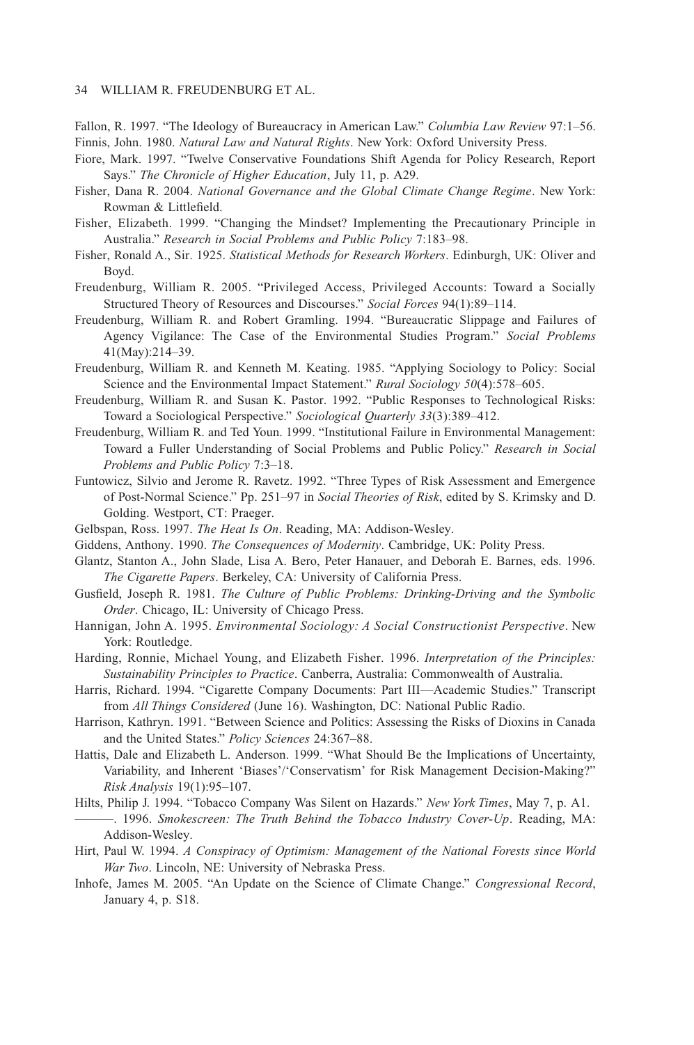Fallon, R. 1997. "The Ideology of Bureaucracy in American Law." *Columbia Law Review* 97:1–56.

Finnis, John. 1980. *Natural Law and Natural Rights*. New York: Oxford University Press.

Fiore, Mark. 1997. "Twelve Conservative Foundations Shift Agenda for Policy Research, Report Says." *The Chronicle of Higher Education*, July 11, p. A29.

Fisher, Dana R. 2004. *National Governance and the Global Climate Change Regime*. New York: Rowman & Littlefield.

Fisher, Elizabeth. 1999. "Changing the Mindset? Implementing the Precautionary Principle in Australia." *Research in Social Problems and Public Policy* 7:183–98.

Fisher, Ronald A., Sir. 1925. *Statistical Methods for Research Workers*. Edinburgh, UK: Oliver and Boyd.

Freudenburg, William R. 2005. "Privileged Access, Privileged Accounts: Toward a Socially Structured Theory of Resources and Discourses." *Social Forces* 94(1):89–114.

Freudenburg, William R. and Robert Gramling. 1994. "Bureaucratic Slippage and Failures of Agency Vigilance: The Case of the Environmental Studies Program." *Social Problems* 41(May):214–39.

Freudenburg, William R. and Kenneth M. Keating. 1985. "Applying Sociology to Policy: Social Science and the Environmental Impact Statement." *Rural Sociology 50*(4):578–605.

Freudenburg, William R. and Susan K. Pastor. 1992. "Public Responses to Technological Risks: Toward a Sociological Perspective." *Sociological Quarterly 33*(3):389–412.

Freudenburg, William R. and Ted Youn. 1999. "Institutional Failure in Environmental Management: Toward a Fuller Understanding of Social Problems and Public Policy." *Research in Social Problems and Public Policy* 7:3–18.

Funtowicz, Silvio and Jerome R. Ravetz. 1992. "Three Types of Risk Assessment and Emergence of Post-Normal Science." Pp. 251–97 in *Social Theories of Risk*, edited by S. Krimsky and D. Golding. Westport, CT: Praeger.

Gelbspan, Ross. 1997. *The Heat Is On*. Reading, MA: Addison-Wesley.

Giddens, Anthony. 1990. *The Consequences of Modernity*. Cambridge, UK: Polity Press.

Glantz, Stanton A., John Slade, Lisa A. Bero, Peter Hanauer, and Deborah E. Barnes, eds. 1996. *The Cigarette Papers*. Berkeley, CA: University of California Press.

Gusfield, Joseph R. 1981. *The Culture of Public Problems: Drinking-Driving and the Symbolic Order*. Chicago, IL: University of Chicago Press.

Hannigan, John A. 1995. *Environmental Sociology: A Social Constructionist Perspective*. New York: Routledge.

Harding, Ronnie, Michael Young, and Elizabeth Fisher. 1996. *Interpretation of the Principles: Sustainability Principles to Practice*. Canberra, Australia: Commonwealth of Australia.

Harris, Richard. 1994. "Cigarette Company Documents: Part III—Academic Studies." Transcript from *All Things Considered* (June 16). Washington, DC: National Public Radio.

Harrison, Kathryn. 1991. "Between Science and Politics: Assessing the Risks of Dioxins in Canada and the United States." *Policy Sciences* 24:367–88.

Hattis, Dale and Elizabeth L. Anderson. 1999. "What Should Be the Implications of Uncertainty, Variability, and Inherent 'Biases'/'Conservatism' for Risk Management Decision-Making?" *Risk Analysis* 19(1):95–107.

Hilts, Philip J. 1994. "Tobacco Company Was Silent on Hazards." *New York Times*, May 7, p. A1.

———. 1996. *Smokescreen: The Truth Behind the Tobacco Industry Cover-Up*. Reading, MA: Addison-Wesley.

Hirt, Paul W. 1994. *A Conspiracy of Optimism: Management of the National Forests since World War Two*. Lincoln, NE: University of Nebraska Press.

Inhofe, James M. 2005. "An Update on the Science of Climate Change." *Congressional Record*, January 4, p. S18.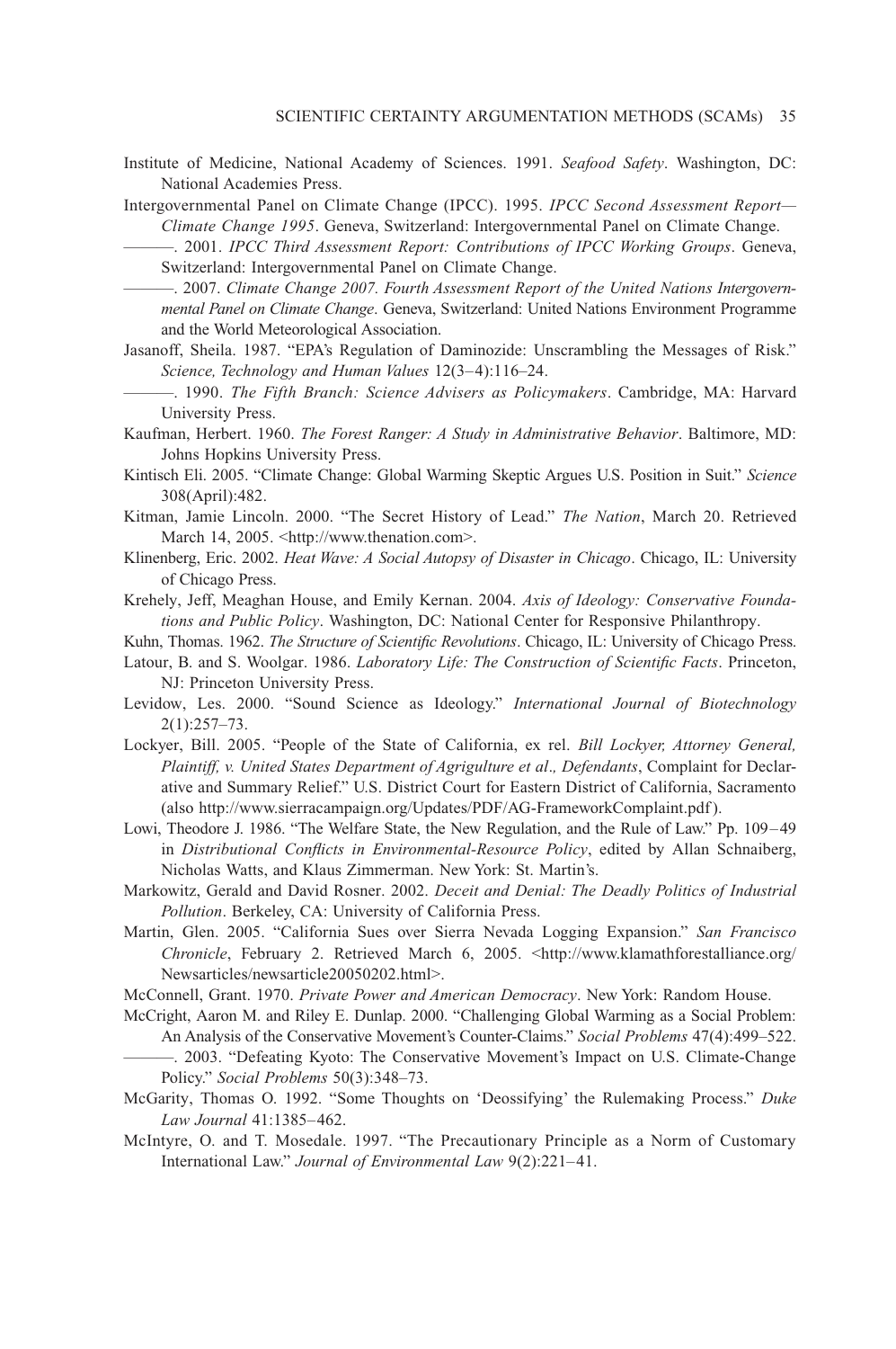Institute of Medicine, National Academy of Sciences. 1991. *Seafood Safety*. Washington, DC: National Academies Press.

Intergovernmental Panel on Climate Change (IPCC). 1995. *IPCC Second Assessment Report—Climate Change 1995*. Geneva, Switzerland: Intergovernmental Panel on Climate Change.

———. 2001. *IPCC Third Assessment Report: Contributions of IPCC Working Groups*. Geneva, Switzerland: Intergovernmental Panel on Climate Change.

———. 2007. *Climate Change 2007. Fourth Assessment Report of the United Nations Intergovernmental Panel on Climate Change*. Geneva, Switzerland: United Nations Environment Programme and the World Meteorological Association.

Jasanoff, Sheila. 1987. "EPA's Regulation of Daminozide: Unscrambling the Messages of Risk." *Science, Technology and Human Values* 12(3–4):116–24.

———. 1990. *The Fifth Branch: Science Advisers as Policymakers*. Cambridge, MA: Harvard University Press.

Kaufman, Herbert. 1960. *The Forest Ranger: A Study in Administrative Behavior*. Baltimore, MD: Johns Hopkins University Press.

Kintisch Eli. 2005. "Climate Change: Global Warming Skeptic Argues U.S. Position in Suit." *Science* 308(April):482.

Kitman, Jamie Lincoln. 2000. "The Secret History of Lead." *The Nation*, March 20. Retrieved March 14, 2005. <http://www.thenation.com>.

Klinenberg, Eric. 2002. *Heat Wave: A Social Autopsy of Disaster in Chicago*. Chicago, IL: University of Chicago Press.

Krehely, Jeff, Meaghan House, and Emily Kernan. 2004. *Axis of Ideology: Conservative Foundations and Public Policy*. Washington, DC: National Center for Responsive Philanthropy.

Kuhn, Thomas. 1962. *The Structure of Scientific Revolutions*. Chicago, IL: University of Chicago Press.

Latour, B. and S. Woolgar. 1986. *Laboratory Life: The Construction of Scientific Facts*. Princeton, NJ: Princeton University Press.

Levidow, Les. 2000. "Sound Science as Ideology." *International Journal of Biotechnology* 2(1):257–73.

Lockyer, Bill. 2005. "People of the State of California, ex rel. *Bill Lockyer, Attorney General, Plaintiff, v. United States Department of Agrigulture et al*., *Defendants*, Complaint for Declarative and Summary Relief." U.S. District Court for Eastern District of California, Sacramento (also http://www.sierracampaign.org/Updates/PDF/AG-FrameworkComplaint.pdf).

Lowi, Theodore J. 1986. "The Welfare State, the New Regulation, and the Rule of Law." Pp. 109–49 in *Distributional Conflicts in Environmental-Resource Policy*, edited by Allan Schnaiberg, Nicholas Watts, and Klaus Zimmerman. New York: St. Martin's.

Markowitz, Gerald and David Rosner. 2002. *Deceit and Denial: The Deadly Politics of Industrial Pollution*. Berkeley, CA: University of California Press.

Martin, Glen. 2005. "California Sues over Sierra Nevada Logging Expansion." *San Francisco Chronicle*, February 2. Retrieved March 6, 2005. <http://www.klamathforestalliance.org/Newsarticles/newsarticle20050202.html>.

McConnell, Grant. 1970. *Private Power and American Democracy*. New York: Random House.

McCright, Aaron M. and Riley E. Dunlap. 2000. "Challenging Global Warming as a Social Problem: An Analysis of the Conservative Movement's Counter-Claims." *Social Problems* 47(4):499–522.

———. 2003. "Defeating Kyoto: The Conservative Movement's Impact on U.S. Climate-Change Policy." *Social Problems* 50(3):348–73.

McGarity, Thomas O. 1992. "Some Thoughts on 'Deossifying' the Rulemaking Process." *Duke Law Journal* 41:1385–462.

McIntyre, O. and T. Mosedale. 1997. "The Precautionary Principle as a Norm of Customary International Law." *Journal of Environmental Law* 9(2):221–41.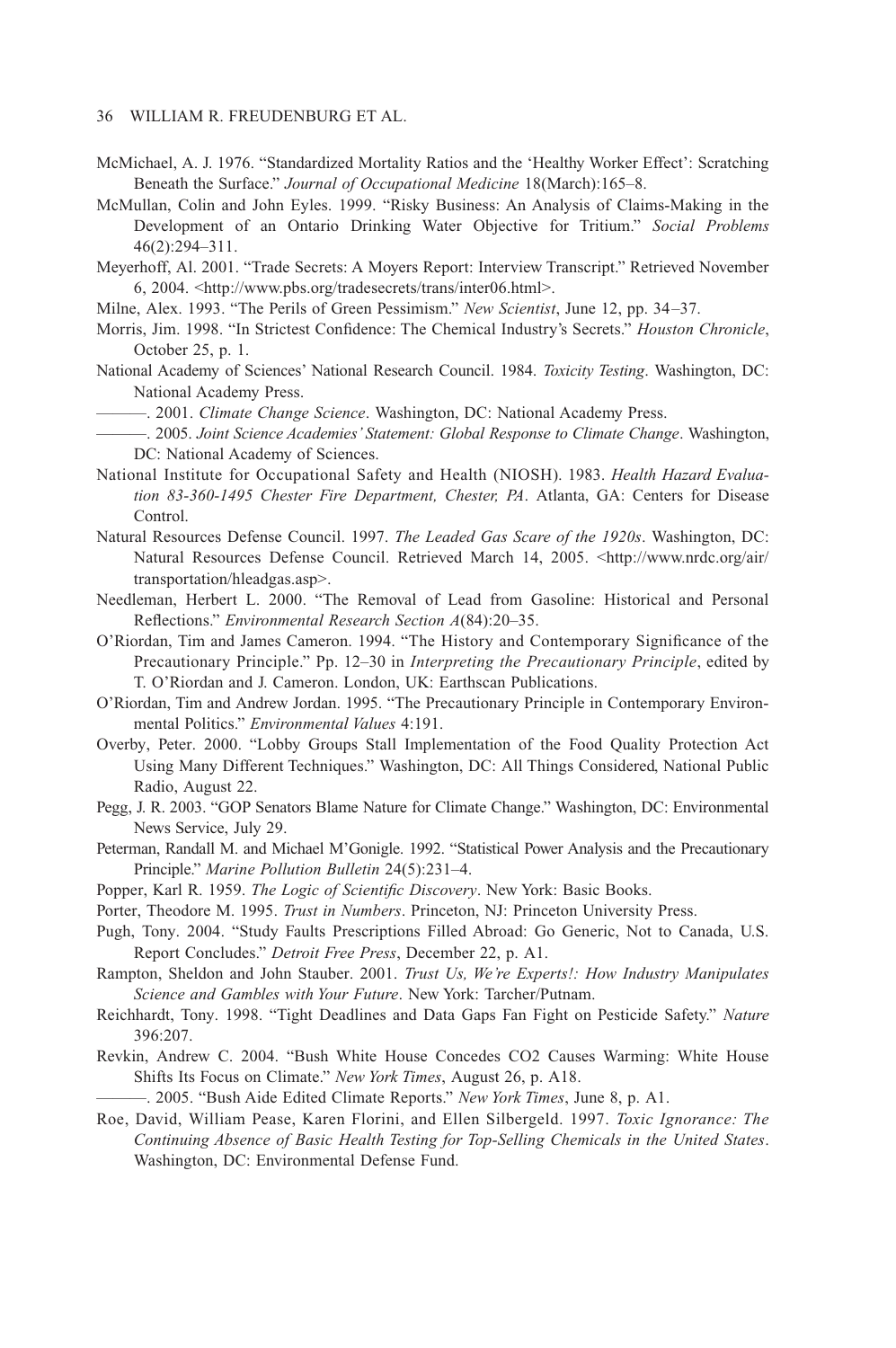McMichael, A. J. 1976. "Standardized Mortality Ratios and the 'Healthy Worker Effect': Scratching Beneath the Surface." *Journal of Occupational Medicine* 18(March):165–8.

McMullan, Colin and John Eyles. 1999. "Risky Business: An Analysis of Claims-Making in the Development of an Ontario Drinking Water Objective for Tritium." *Social Problems* 46(2):294–311.

Meyerhoff, Al. 2001. "Trade Secrets: A Moyers Report: Interview Transcript." Retrieved November 6, 2004. <http://www.pbs.org/tradesecrets/trans/inter06.html>.

Milne, Alex. 1993. "The Perils of Green Pessimism." *New Scientist*, June 12, pp. 34–37.

Morris, Jim. 1998. "In Strictest Confidence: The Chemical Industry's Secrets." *Houston Chronicle*, October 25, p. 1.

National Academy of Sciences' National Research Council. 1984. *Toxicity Testing*. Washington, DC: National Academy Press.

———. 2001. *Climate Change Science*. Washington, DC: National Academy Press.

———. 2005. *Joint Science Academies' Statement: Global Response to Climate Change*. Washington, DC: National Academy of Sciences.

National Institute for Occupational Safety and Health (NIOSH). 1983. *Health Hazard Evaluation 83-360-1495 Chester Fire Department, Chester, PA*. Atlanta, GA: Centers for Disease Control.

Natural Resources Defense Council. 1997. *The Leaded Gas Scare of the 1920s*. Washington, DC: Natural Resources Defense Council. Retrieved March 14, 2005. <http://www.nrdc.org/air/transportation/hleadgas.asp>.

Needleman, Herbert L. 2000. "The Removal of Lead from Gasoline: Historical and Personal Reflections." *Environmental Research Section A*(84):20–35.

O'Riordan, Tim and James Cameron. 1994. "The History and Contemporary Significance of the Precautionary Principle." Pp. 12–30 in *Interpreting the Precautionary Principle*, edited by T. O'Riordan and J. Cameron. London, UK: Earthscan Publications.

O'Riordan, Tim and Andrew Jordan. 1995. "The Precautionary Principle in Contemporary Environmental Politics." *Environmental Values* 4:191.

Overby, Peter. 2000. "Lobby Groups Stall Implementation of the Food Quality Protection Act Using Many Different Techniques." Washington, DC: All Things Considered, National Public Radio, August 22.

Pegg, J. R. 2003. "GOP Senators Blame Nature for Climate Change." Washington, DC: Environmental News Service, July 29.

Peterman, Randall M. and Michael M'Gonigle. 1992. "Statistical Power Analysis and the Precautionary Principle." *Marine Pollution Bulletin* 24(5):231–4.

Popper, Karl R. 1959. *The Logic of Scientific Discovery*. New York: Basic Books.

Porter, Theodore M. 1995. *Trust in Numbers*. Princeton, NJ: Princeton University Press.

Pugh, Tony. 2004. "Study Faults Prescriptions Filled Abroad: Go Generic, Not to Canada, U.S. Report Concludes." *Detroit Free Press*, December 22, p. A1.

Rampton, Sheldon and John Stauber. 2001. *Trust Us, We're Experts!: How Industry Manipulates Science and Gambles with Your Future*. New York: Tarcher/Putnam.

Reichhardt, Tony. 1998. "Tight Deadlines and Data Gaps Fan Fight on Pesticide Safety." *Nature* 396:207.

Revkin, Andrew C. 2004. "Bush White House Concedes CO2 Causes Warming: White House Shifts Its Focus on Climate." *New York Times*, August 26, p. A18.

———. 2005. "Bush Aide Edited Climate Reports." *New York Times*, June 8, p. A1.

Roe, David, William Pease, Karen Florini, and Ellen Silbergeld. 1997. *Toxic Ignorance: The Continuing Absence of Basic Health Testing for Top-Selling Chemicals in the United States*. Washington, DC: Environmental Defense Fund.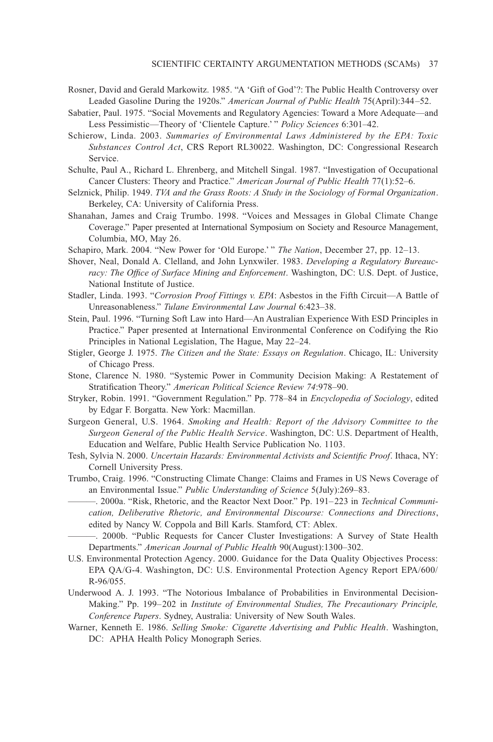Rosner, David and Gerald Markowitz. 1985. "A 'Gift of God'?: The Public Health Controversy over Leaded Gasoline During the 1920s." *American Journal of Public Health* 75(April):344–52.

Sabatier, Paul. 1975. "Social Movements and Regulatory Agencies: Toward a More Adequate—and Less Pessimistic—Theory of 'Clientele Capture.' " *Policy Sciences* 6:301–42.

Schierow, Linda. 2003. *Summaries of Environmental Laws Administered by the EPA: Toxic Substances Control Act*, CRS Report RL30022. Washington, DC: Congressional Research Service.

Schulte, Paul A., Richard L. Ehrenberg, and Mitchell Singal. 1987. "Investigation of Occupational Cancer Clusters: Theory and Practice." *American Journal of Public Health* 77(1):52–6.

Selznick, Philip. 1949. *TVA and the Grass Roots: A Study in the Sociology of Formal Organization*. Berkeley, CA: University of California Press.

Shanahan, James and Craig Trumbo. 1998. "Voices and Messages in Global Climate Change Coverage." Paper presented at International Symposium on Society and Resource Management, Columbia, MO, May 26.

Schapiro, Mark. 2004. "New Power for 'Old Europe.' " *The Nation*, December 27, pp. 12–13.

Shover, Neal, Donald A. Clelland, and John Lynxwiler. 1983. *Developing a Regulatory Bureaucracy: The Office of Surface Mining and Enforcement*. Washington, DC: U.S. Dept. of Justice, National Institute of Justice.

Stadler, Linda. 1993. "*Corrosion Proof Fittings v. EPA*: Asbestos in the Fifth Circuit—A Battle of Unreasonableness." *Tulane Environmental Law Journal* 6:423–38.

Stein, Paul. 1996. "Turning Soft Law into Hard—An Australian Experience With ESD Principles in Practice." Paper presented at International Environmental Conference on Codifying the Rio Principles in National Legislation, The Hague, May 22–24.

Stigler, George J. 1975. *The Citizen and the State: Essays on Regulation*. Chicago, IL: University of Chicago Press.

Stone, Clarence N. 1980. "Systemic Power in Community Decision Making: A Restatement of Stratification Theory." *American Political Science Review 74*:978–90.

Stryker, Robin. 1991. "Government Regulation." Pp. 778–84 in *Encyclopedia of Sociology*, edited by Edgar F. Borgatta. New York: Macmillan.

Surgeon General, U.S. 1964. *Smoking and Health: Report of the Advisory Committee to the Surgeon General of the Public Health Service*. Washington, DC: U.S. Department of Health, Education and Welfare, Public Health Service Publication No. 1103.

Tesh, Sylvia N. 2000. *Uncertain Hazards: Environmental Activists and Scientific Proof*. Ithaca, NY: Cornell University Press.

Trumbo, Craig. 1996. "Constructing Climate Change: Claims and Frames in US News Coverage of an Environmental Issue." *Public Understanding of Science* 5(July):269–83.

———. 2000a. "Risk, Rhetoric, and the Reactor Next Door." Pp. 191–223 in *Technical Communication, Deliberative Rhetoric, and Environmental Discourse: Connections and Directions*, edited by Nancy W. Coppola and Bill Karls. Stamford, CT: Ablex.

———. 2000b. "Public Requests for Cancer Cluster Investigations: A Survey of State Health Departments." *American Journal of Public Health* 90(August):1300–302.

U.S. Environmental Protection Agency. 2000. Guidance for the Data Quality Objectives Process: EPA QA/G-4. Washington, DC: U.S. Environmental Protection Agency Report EPA/600/R-96/055.

Underwood A. J. 1993. "The Notorious Imbalance of Probabilities in Environmental Decision-Making." Pp. 199–202 in *Institute of Environmental Studies, The Precautionary Principle, Conference Papers*. Sydney, Australia: University of New South Wales.

Warner, Kenneth E. 1986. *Selling Smoke: Cigarette Advertising and Public Health*. Washington, DC: APHA Health Policy Monograph Series.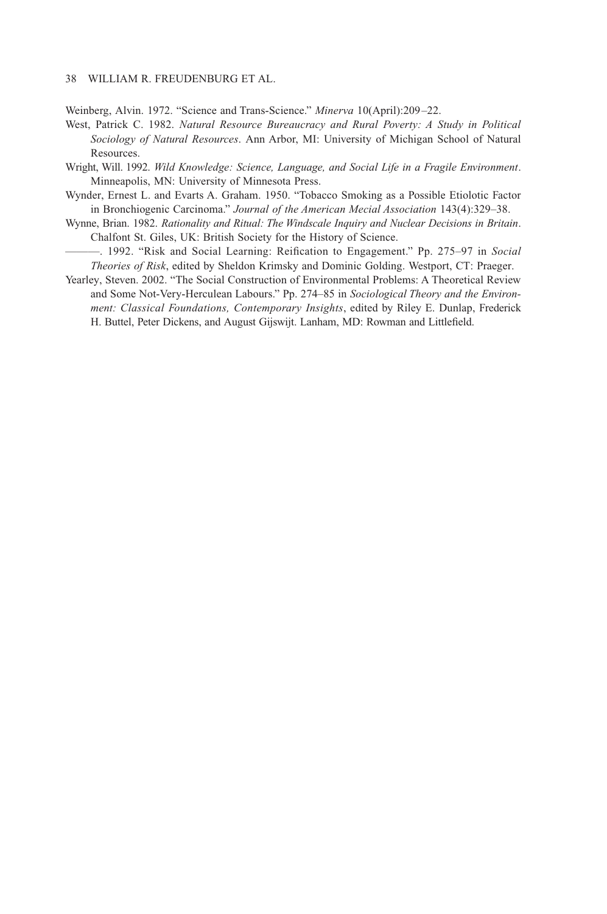Weinberg, Alvin. 1972. "Science and Trans-Science." *Minerva* 10(April):209–22.

West, Patrick C. 1982. *Natural Resource Bureaucracy and Rural Poverty: A Study in Political Sociology of Natural Resources*. Ann Arbor, MI: University of Michigan School of Natural Resources.

Wright, Will. 1992. *Wild Knowledge: Science, Language, and Social Life in a Fragile Environment*. Minneapolis, MN: University of Minnesota Press.

Wynder, Ernest L. and Evarts A. Graham. 1950. "Tobacco Smoking as a Possible Etiolotic Factor in Bronchiogenic Carcinoma." *Journal of the American Mecial Association* 143(4):329–38.

Wynne, Brian. 1982. *Rationality and Ritual: The Windscale Inquiry and Nuclear Decisions in Britain*. Chalfont St. Giles, UK: British Society for the History of Science.

———. 1992. "Risk and Social Learning: Reification to Engagement." Pp. 275–97 in *Social Theories of Risk*, edited by Sheldon Krimsky and Dominic Golding. Westport, CT: Praeger.

Yearley, Steven. 2002. "The Social Construction of Environmental Problems: A Theoretical Review and Some Not-Very-Herculean Labours." Pp. 274–85 in *Sociological Theory and the Environment: Classical Foundations, Contemporary Insights*, edited by Riley E. Dunlap, Frederick H. Buttel, Peter Dickens, and August Gijswijt. Lanham, MD: Rowman and Littlefield.